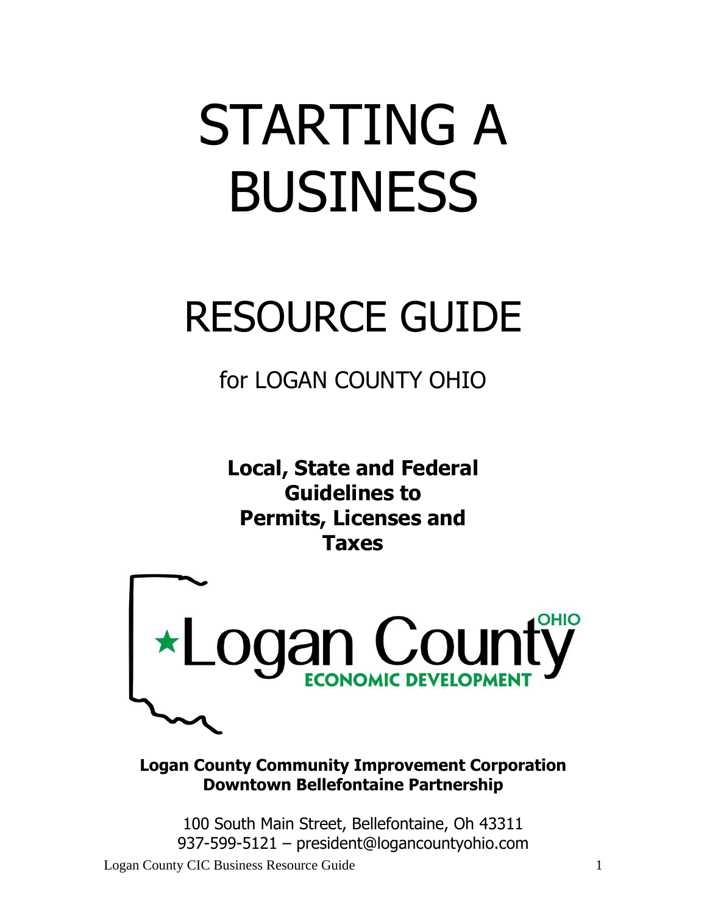# STARTING A BUSINESS

# RESOURCE GUIDE

## for LOGAN COUNTY OHIO

**Local, State and Federal Guidelines to Permits, Licenses and Taxes**

**Logan County Community Improvement Corporation**
**Downtown Bellefontaine Partnership**

100 South Main Street, Bellefontaine, Oh 43311
937-599-5121 – president@logancountyohio.com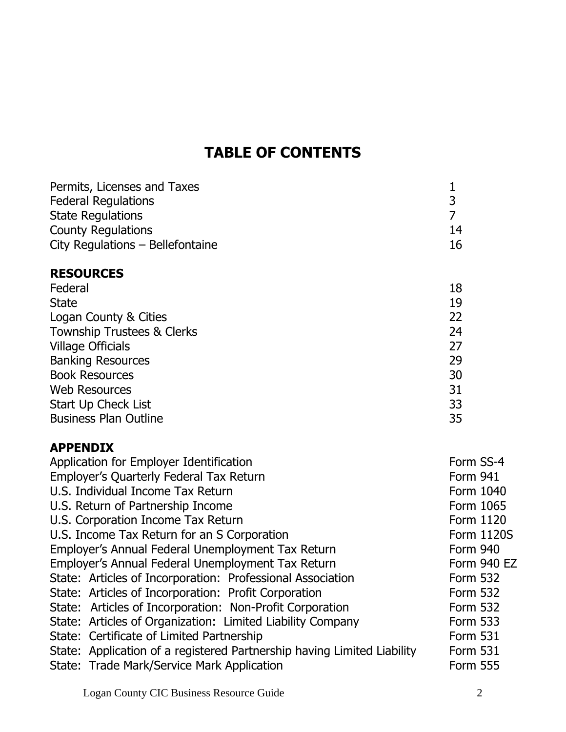# TABLE OF CONTENTS

| | |
|---|---|
| Permits, Licenses and Taxes | 1 |
| Federal Regulations | 3 |
| State Regulations | 7 |
| County Regulations | 14 |
| City Regulations – Bellefontaine | 16 |

**RESOURCES**

| | |
|---|---|
| Federal | 18 |
| State | 19 |
| Logan County & Cities | 22 |
| Township Trustees & Clerks | 24 |
| Village Officials | 27 |
| Banking Resources | 29 |
| Book Resources | 30 |
| Web Resources | 31 |
| Start Up Check List | 33 |
| Business Plan Outline | 35 |

**APPENDIX**

| | |
|---|---|
| Application for Employer Identification | Form SS-4 |
| Employer's Quarterly Federal Tax Return | Form 941 |
| U.S. Individual Income Tax Return | Form 1040 |
| U.S. Return of Partnership Income | Form 1065 |
| U.S. Corporation Income Tax Return | Form 1120 |
| U.S. Income Tax Return for an S Corporation | Form 1120S |
| Employer's Annual Federal Unemployment Tax Return | Form 940 |
| Employer's Annual Federal Unemployment Tax Return | Form 940 EZ |
| State: Articles of Incorporation: Professional Association | Form 532 |
| State: Articles of Incorporation: Profit Corporation | Form 532 |
| State: Articles of Incorporation: Non-Profit Corporation | Form 532 |
| State: Articles of Organization: Limited Liability Company | Form 533 |
| State: Certificate of Limited Partnership | Form 531 |
| State: Application of a registered Partnership having Limited Liability | Form 531 |
| State: Trade Mark/Service Mark Application | Form 555 |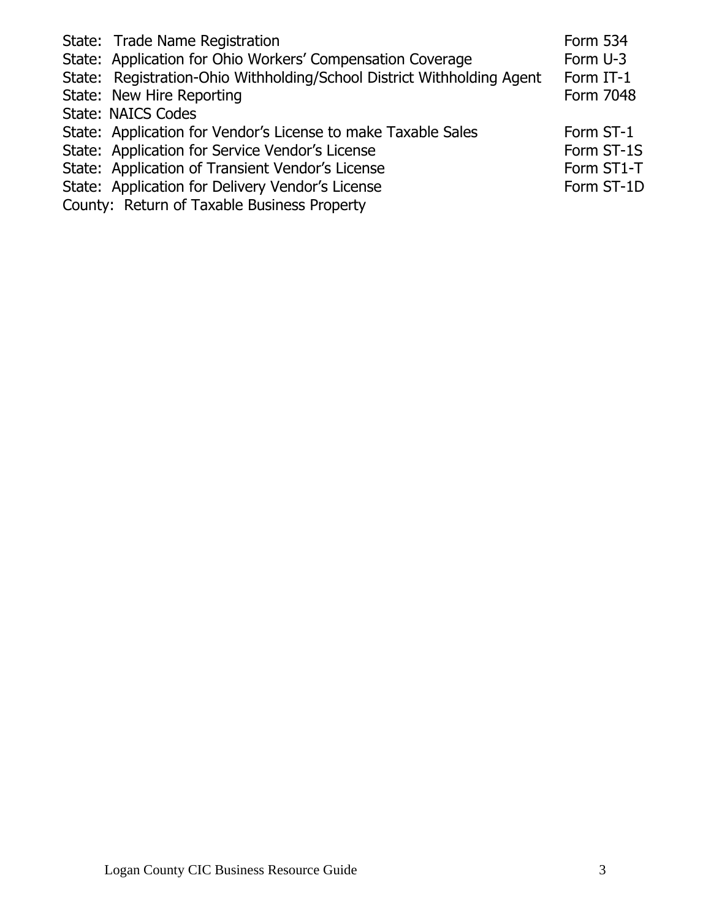| | |
|---|---|
| State: Trade Name Registration | Form 534 |
| State: Application for Ohio Workers' Compensation Coverage | Form U-3 |
| State: Registration-Ohio Withholding/School District Withholding Agent | Form IT-1 |
| State: New Hire Reporting | Form 7048 |
| State: NAICS Codes | |
| State: Application for Vendor's License to make Taxable Sales | Form ST-1 |
| State: Application for Service Vendor's License | Form ST-1S |
| State: Application of Transient Vendor's License | Form ST1-T |
| State: Application for Delivery Vendor's License | Form ST-1D |
| County: Return of Taxable Business Property | |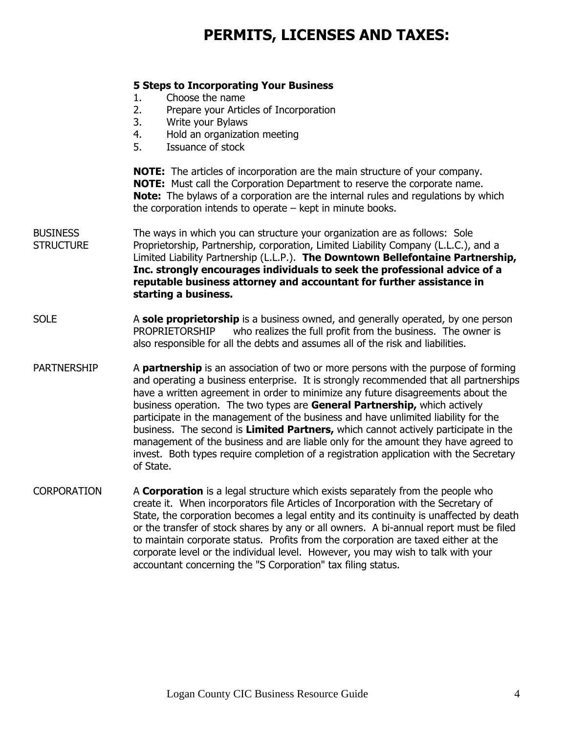# PERMITS, LICENSES AND TAXES:

**5 Steps to Incorporating Your Business**

1. Choose the name
2. Prepare your Articles of Incorporation
3. Write your Bylaws
4. Hold an organization meeting
5. Issuance of stock

**NOTE:** The articles of incorporation are the main structure of your company.
**NOTE:** Must call the Corporation Department to reserve the corporate name.
**Note:** The bylaws of a corporation are the internal rules and regulations by which the corporation intends to operate – kept in minute books.

BUSINESS STRUCTURE

The ways in which you can structure your organization are as follows: Sole Proprietorship, Partnership, corporation, Limited Liability Company (L.L.C.), and a Limited Liability Partnership (L.L.P.). **The Downtown Bellefontaine Partnership, Inc. strongly encourages individuals to seek the professional advice of a reputable business attorney and accountant for further assistance in starting a business.**

SOLE PROPRIETORSHIP

A **sole proprietorship** is a business owned, and generally operated, by one person who realizes the full profit from the business. The owner is also responsible for all the debts and assumes all of the risk and liabilities.

PARTNERSHIP

A **partnership** is an association of two or more persons with the purpose of forming and operating a business enterprise. It is strongly recommended that all partnerships have a written agreement in order to minimize any future disagreements about the business operation. The two types are **General Partnership,** which actively participate in the management of the business and have unlimited liability for the business. The second is **Limited Partners,** which cannot actively participate in the management of the business and are liable only for the amount they have agreed to invest. Both types require completion of a registration application with the Secretary of State.

CORPORATION

A **Corporation** is a legal structure which exists separately from the people who create it. When incorporators file Articles of Incorporation with the Secretary of State, the corporation becomes a legal entity and its continuity is unaffected by death or the transfer of stock shares by any or all owners. A bi-annual report must be filed to maintain corporate status. Profits from the corporation are taxed either at the corporate level or the individual level. However, you may wish to talk with your accountant concerning the "S Corporation" tax filing status.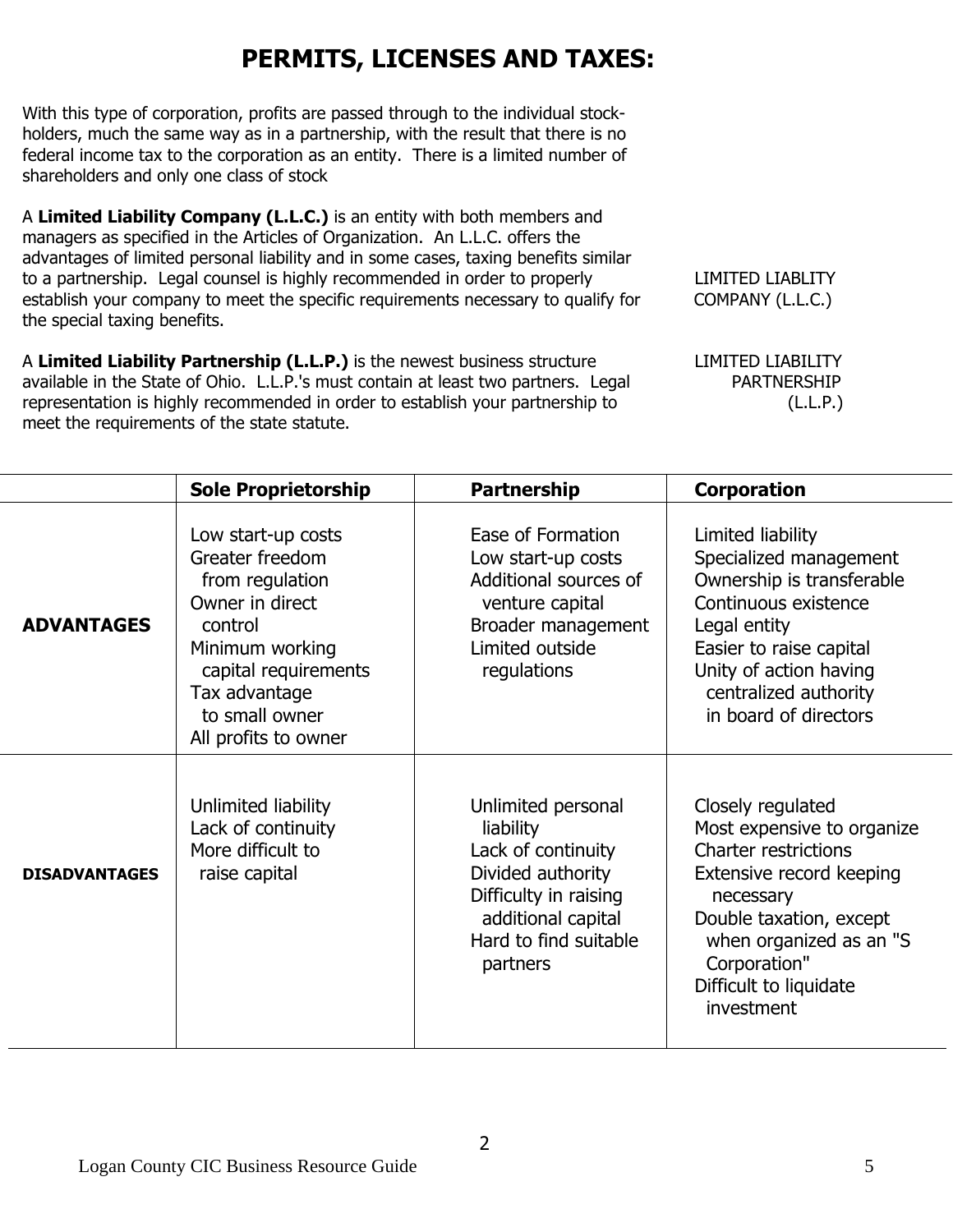# PERMITS, LICENSES AND TAXES:

With this type of corporation, profits are passed through to the individual stock-holders, much the same way as in a partnership, with the result that there is no federal income tax to the corporation as an entity. There is a limited number of shareholders and only one class of stock

LIMITED LIABLITY COMPANY (L.L.C.)

A **Limited Liability Company (L.L.C.)** is an entity with both members and managers as specified in the Articles of Organization. An L.L.C. offers the advantages of limited personal liability and in some cases, taxing benefits similar to a partnership. Legal counsel is highly recommended in order to properly establish your company to meet the specific requirements necessary to qualify for the special taxing benefits.

LIMITED LIABILITY PARTNERSHIP (L.L.P.)

A **Limited Liability Partnership (L.L.P.)** is the newest business structure available in the State of Ohio. L.L.P.'s must contain at least two partners. Legal representation is highly recommended in order to establish your partnership to meet the requirements of the state statute.

| | Sole Proprietorship | Partnership | Corporation |
|---|---|---|---|
| **ADVANTAGES** | Low start-up costs<br>Greater freedom from regulation<br>Owner in direct control<br>Minimum working capital requirements<br>Tax advantage to small owner<br>All profits to owner | Ease of Formation<br>Low start-up costs<br>Additional sources of venture capital<br>Broader management<br>Limited outside regulations | Limited liability<br>Specialized management<br>Ownership is transferable<br>Continuous existence<br>Legal entity<br>Easier to raise capital<br>Unity of action having centralized authority in board of directors |
| **DISADVANTAGES** | Unlimited liability<br>Lack of continuity<br>More difficult to raise capital | Unlimited personal liability<br>Lack of continuity<br>Divided authority<br>Difficulty in raising additional capital<br>Hard to find suitable partners | Closely regulated<br>Most expensive to organize<br>Charter restrictions<br>Extensive record keeping necessary<br>Double taxation, except when organized as an "S Corporation"<br>Difficult to liquidate investment |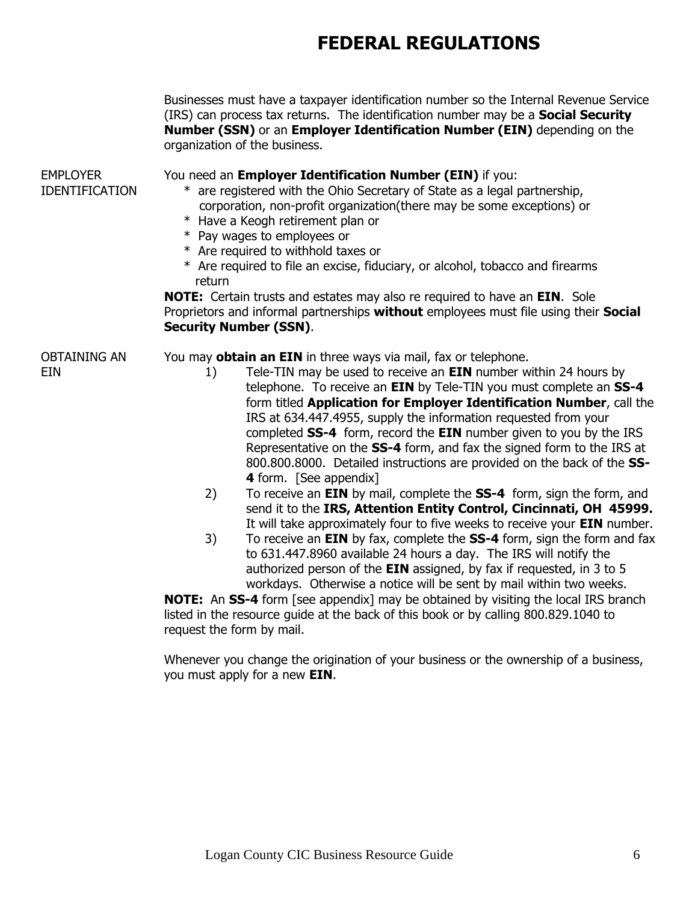# FEDERAL REGULATIONS

Businesses must have a taxpayer identification number so the Internal Revenue Service (IRS) can process tax returns. The identification number may be a **Social Security Number (SSN)** or an **Employer Identification Number (EIN)** depending on the organization of the business.

## EMPLOYER IDENTIFICATION

You need an **Employer Identification Number (EIN)** if you:

* are registered with the Ohio Secretary of State as a legal partnership, corporation, non-profit organization(there may be some exceptions) or
* Have a Keogh retirement plan or
* Pay wages to employees or
* Are required to withhold taxes or
* Are required to file an excise, fiduciary, or alcohol, tobacco and firearms return

**NOTE:** Certain trusts and estates may also re required to have an **EIN**. Sole Proprietors and informal partnerships **without** employees must file using their **Social Security Number (SSN)**.

## OBTAINING AN EIN

You may **obtain an EIN** in three ways via mail, fax or telephone.

1) Tele-TIN may be used to receive an **EIN** number within 24 hours by telephone. To receive an **EIN** by Tele-TIN you must complete an **SS-4** form titled **Application for Employer Identification Number**, call the IRS at 634.447.4955, supply the information requested from your completed **SS-4** form, record the **EIN** number given to you by the IRS Representative on the **SS-4** form, and fax the signed form to the IRS at 800.800.8000. Detailed instructions are provided on the back of the **SS-4** form. [See appendix]
2) To receive an **EIN** by mail, complete the **SS-4** form, sign the form, and send it to the **IRS, Attention Entity Control, Cincinnati, OH 45999.** It will take approximately four to five weeks to receive your **EIN** number.
3) To receive an **EIN** by fax, complete the **SS-4** form, sign the form and fax to 631.447.8960 available 24 hours a day. The IRS will notify the authorized person of the **EIN** assigned, by fax if requested, in 3 to 5 workdays. Otherwise a notice will be sent by mail within two weeks.

**NOTE:** An **SS-4** form [see appendix] may be obtained by visiting the local IRS branch listed in the resource guide at the back of this book or by calling 800.829.1040 to request the form by mail.

Whenever you change the origination of your business or the ownership of a business, you must apply for a new **EIN**.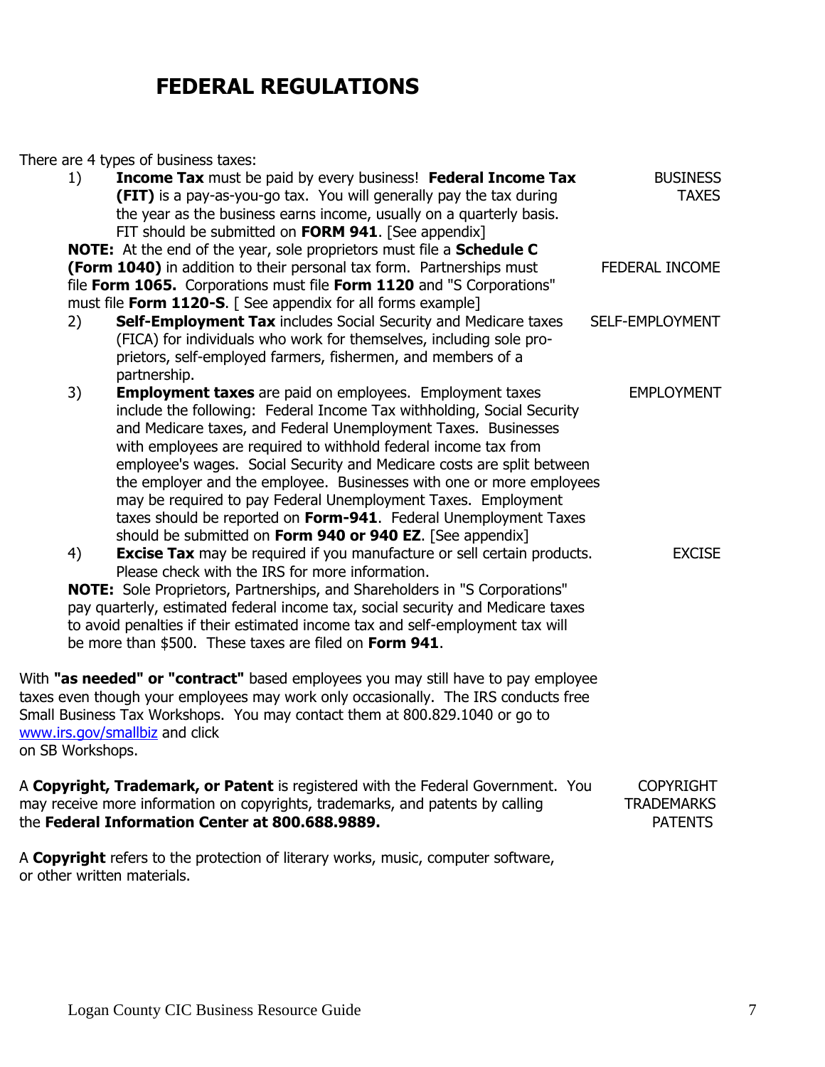# FEDERAL REGULATIONS

There are 4 types of business taxes:

BUSINESS TAXES

1) **Income Tax** must be paid by every business! **Federal Income Tax (FIT)** is a pay-as-you-go tax. You will generally pay the tax during the year as the business earns income, usually on a quarterly basis. FIT should be submitted on **FORM 941**. [See appendix]

   **NOTE:** At the end of the year, sole proprietors must file a **Schedule C (Form 1040)** in addition to their personal tax form. Partnerships must file **Form 1065.** Corporations must file **Form 1120** and "S Corporations" must file **Form 1120-S**. [ See appendix for all forms example]

   FEDERAL INCOME

2) **Self-Employment Tax** includes Social Security and Medicare taxes (FICA) for individuals who work for themselves, including sole proprietors, self-employed farmers, fishermen, and members of a partnership.

   SELF-EMPLOYMENT

3) **Employment taxes** are paid on employees. Employment taxes include the following: Federal Income Tax withholding, Social Security and Medicare taxes, and Federal Unemployment Taxes. Businesses with employees are required to withhold federal income tax from employee's wages. Social Security and Medicare costs are split between the employer and the employee. Businesses with one or more employees may be required to pay Federal Unemployment Taxes. Employment taxes should be reported on **Form-941**. Federal Unemployment Taxes should be submitted on **Form 940 or 940 EZ**. [See appendix]

   EMPLOYMENT

4) **Excise Tax** may be required if you manufacture or sell certain products. Please check with the IRS for more information.

   EXCISE

   **NOTE:** Sole Proprietors, Partnerships, and Shareholders in "S Corporations" pay quarterly, estimated federal income tax, social security and Medicare taxes to avoid penalties if their estimated income tax and self-employment tax will be more than $500. These taxes are filed on **Form 941**.

With **"as needed" or "contract"** based employees you may still have to pay employee taxes even though your employees may work only occasionally. The IRS conducts free Small Business Tax Workshops. You may contact them at 800.829.1040 or go to [www.irs.gov/smallbiz](http://www.irs.gov/smallbiz) and click on SB Workshops.

COPYRIGHT
TRADEMARKS
PATENTS

A **Copyright, Trademark, or Patent** is registered with the Federal Government. You may receive more information on copyrights, trademarks, and patents by calling the **Federal Information Center at 800.688.9889.**

A **Copyright** refers to the protection of literary works, music, computer software, or other written materials.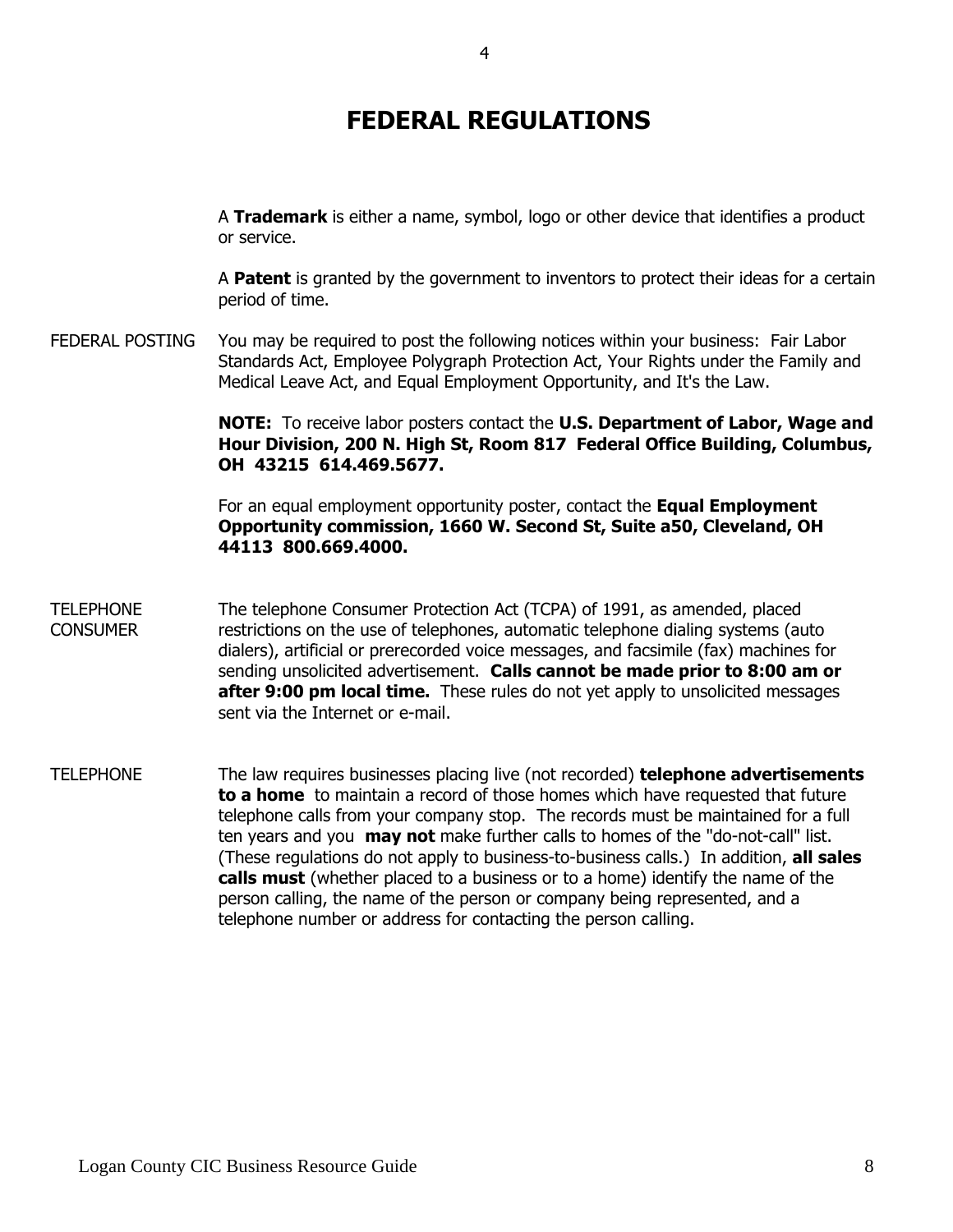# FEDERAL REGULATIONS

A **Trademark** is either a name, symbol, logo or other device that identifies a product or service.

A **Patent** is granted by the government to inventors to protect their ideas for a certain period of time.

FEDERAL POSTING

You may be required to post the following notices within your business: Fair Labor Standards Act, Employee Polygraph Protection Act, Your Rights under the Family and Medical Leave Act, and Equal Employment Opportunity, and It's the Law.

**NOTE:** To receive labor posters contact the **U.S. Department of Labor, Wage and Hour Division, 200 N. High St, Room 817 Federal Office Building, Columbus, OH 43215 614.469.5677.**

For an equal employment opportunity poster, contact the **Equal Employment Opportunity commission, 1660 W. Second St, Suite a50, Cleveland, OH 44113 800.669.4000.**

TELEPHONE CONSUMER

The telephone Consumer Protection Act (TCPA) of 1991, as amended, placed restrictions on the use of telephones, automatic telephone dialing systems (auto dialers), artificial or prerecorded voice messages, and facsimile (fax) machines for sending unsolicited advertisement. **Calls cannot be made prior to 8:00 am or after 9:00 pm local time.** These rules do not yet apply to unsolicited messages sent via the Internet or e-mail.

TELEPHONE

The law requires businesses placing live (not recorded) **telephone advertisements to a home** to maintain a record of those homes which have requested that future telephone calls from your company stop. The records must be maintained for a full ten years and you **may not** make further calls to homes of the "do-not-call" list. (These regulations do not apply to business-to-business calls.) In addition, **all sales calls must** (whether placed to a business or to a home) identify the name of the person calling, the name of the person or company being represented, and a telephone number or address for contacting the person calling.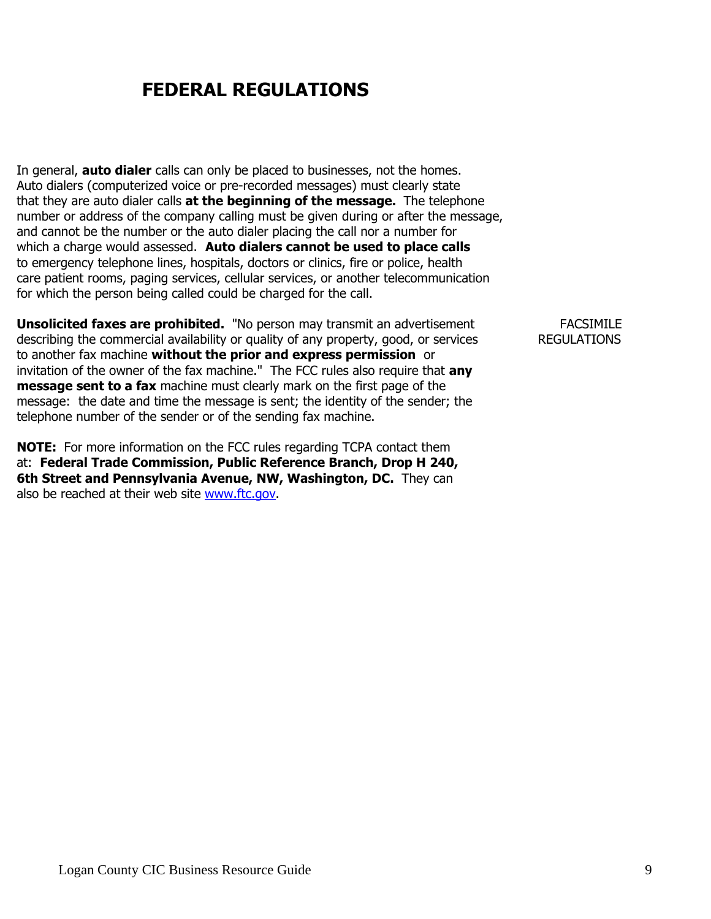## FEDERAL REGULATIONS

In general, **auto dialer** calls can only be placed to businesses, not the homes. Auto dialers (computerized voice or pre-recorded messages) must clearly state that they are auto dialer calls **at the beginning of the message.** The telephone number or address of the company calling must be given during or after the message, and cannot be the number or the auto dialer placing the call nor a number for which a charge would assessed. **Auto dialers cannot be used to place calls** to emergency telephone lines, hospitals, doctors or clinics, fire or police, health care patient rooms, paging services, cellular services, or another telecommunication for which the person being called could be charged for the call.

FACSIMILE REGULATIONS

**Unsolicited faxes are prohibited.** "No person may transmit an advertisement describing the commercial availability or quality of any property, good, or services to another fax machine **without the prior and express permission** or invitation of the owner of the fax machine." The FCC rules also require that **any message sent to a fax** machine must clearly mark on the first page of the message: the date and time the message is sent; the identity of the sender; the telephone number of the sender or of the sending fax machine.

**NOTE:** For more information on the FCC rules regarding TCPA contact them at: **Federal Trade Commission, Public Reference Branch, Drop H 240, 6th Street and Pennsylvania Avenue, NW, Washington, DC.** They can also be reached at their web site www.ftc.gov.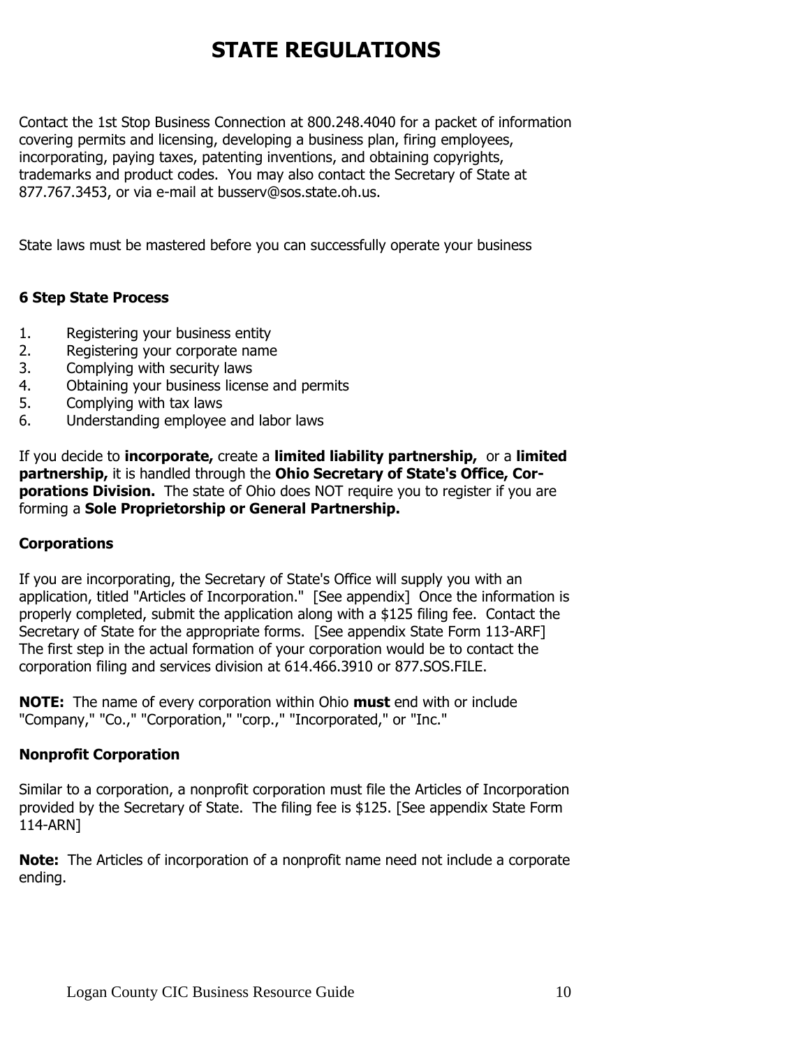# STATE REGULATIONS

Contact the 1st Stop Business Connection at 800.248.4040 for a packet of information covering permits and licensing, developing a business plan, firing employees, incorporating, paying taxes, patenting inventions, and obtaining copyrights, trademarks and product codes. You may also contact the Secretary of State at 877.767.3453, or via e-mail at busserv@sos.state.oh.us.

State laws must be mastered before you can successfully operate your business

**6 Step State Process**

1. Registering your business entity
2. Registering your corporate name
3. Complying with security laws
4. Obtaining your business license and permits
5. Complying with tax laws
6. Understanding employee and labor laws

If you decide to **incorporate,** create a **limited liability partnership,** or a **limited partnership,** it is handled through the **Ohio Secretary of State's Office, Corporations Division.** The state of Ohio does NOT require you to register if you are forming a **Sole Proprietorship or General Partnership.**

**Corporations**

If you are incorporating, the Secretary of State's Office will supply you with an application, titled "Articles of Incorporation." [See appendix] Once the information is properly completed, submit the application along with a $125 filing fee. Contact the Secretary of State for the appropriate forms. [See appendix State Form 113-ARF] The first step in the actual formation of your corporation would be to contact the corporation filing and services division at 614.466.3910 or 877.SOS.FILE.

**NOTE:** The name of every corporation within Ohio **must** end with or include "Company," "Co.," "Corporation," "corp.," "Incorporated," or "Inc."

**Nonprofit Corporation**

Similar to a corporation, a nonprofit corporation must file the Articles of Incorporation provided by the Secretary of State. The filing fee is $125. [See appendix State Form 114-ARN]

**Note:** The Articles of incorporation of a nonprofit name need not include a corporate ending.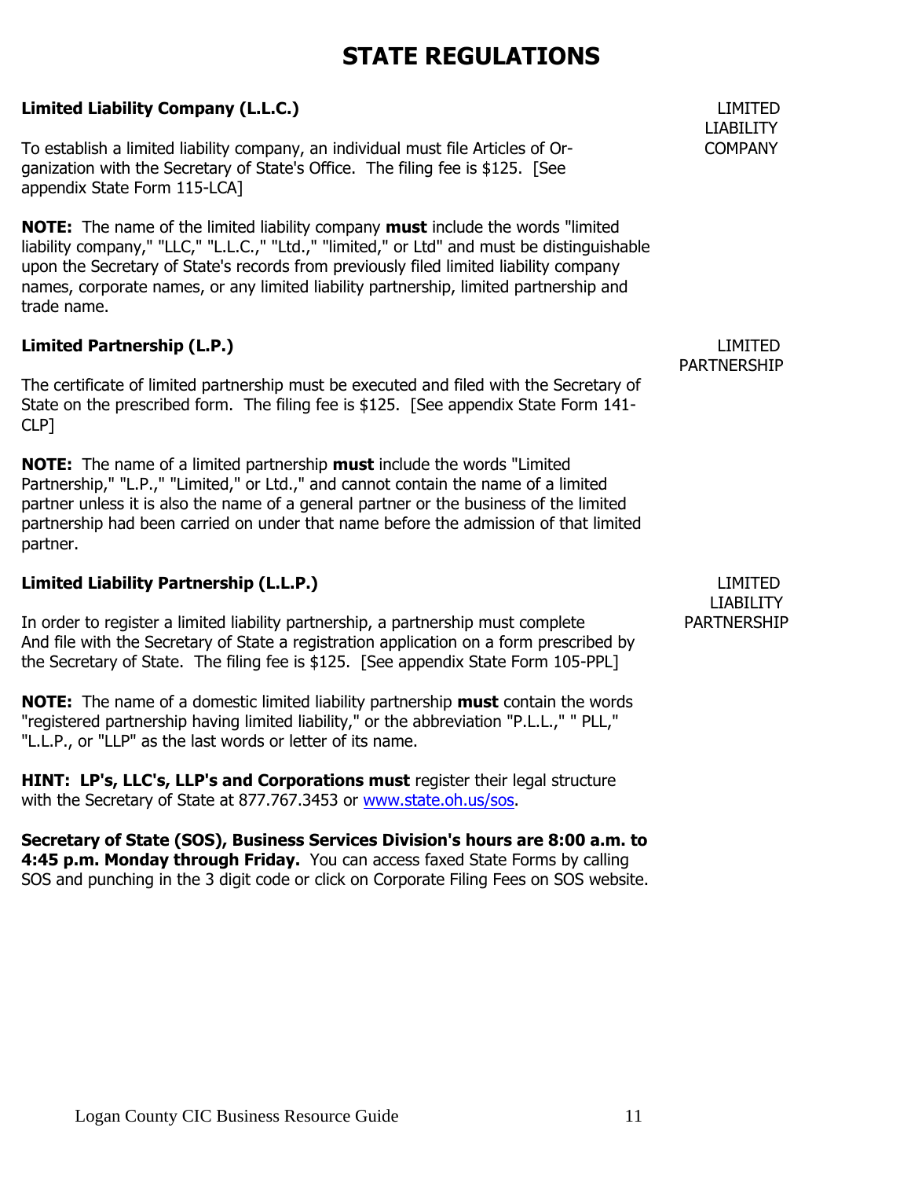# STATE REGULATIONS

### Limited Liability Company (L.L.C.)

LIMITED LIABILITY COMPANY

To establish a limited liability company, an individual must file Articles of Organization with the Secretary of State's Office. The filing fee is $125. [See appendix State Form 115-LCA]

**NOTE:** The name of the limited liability company **must** include the words "limited liability company," "LLC," "L.L.C.," "Ltd.," "limited," or Ltd" and must be distinguishable upon the Secretary of State's records from previously filed limited liability company names, corporate names, or any limited liability partnership, limited partnership and trade name.

### Limited Partnership (L.P.)

LIMITED PARTNERSHIP

The certificate of limited partnership must be executed and filed with the Secretary of State on the prescribed form. The filing fee is $125. [See appendix State Form 141-CLP]

**NOTE:** The name of a limited partnership **must** include the words "Limited Partnership," "L.P.," "Limited," or Ltd.," and cannot contain the name of a limited partner unless it is also the name of a general partner or the business of the limited partnership had been carried on under that name before the admission of that limited partner.

### Limited Liability Partnership (L.L.P.)

LIMITED LIABILITY PARTNERSHIP

In order to register a limited liability partnership, a partnership must complete And file with the Secretary of State a registration application on a form prescribed by the Secretary of State. The filing fee is $125. [See appendix State Form 105-PPL]

**NOTE:** The name of a domestic limited liability partnership **must** contain the words "registered partnership having limited liability," or the abbreviation "P.L.L.," " PLL," "L.L.P., or "LLP" as the last words or letter of its name.

**HINT: LP's, LLC's, LLP's and Corporations must** register their legal structure with the Secretary of State at 877.767.3453 or [www.state.oh.us/sos](www.state.oh.us/sos).

**Secretary of State (SOS), Business Services Division's hours are 8:00 a.m. to 4:45 p.m. Monday through Friday.** You can access faxed State Forms by calling SOS and punching in the 3 digit code or click on Corporate Filing Fees on SOS website.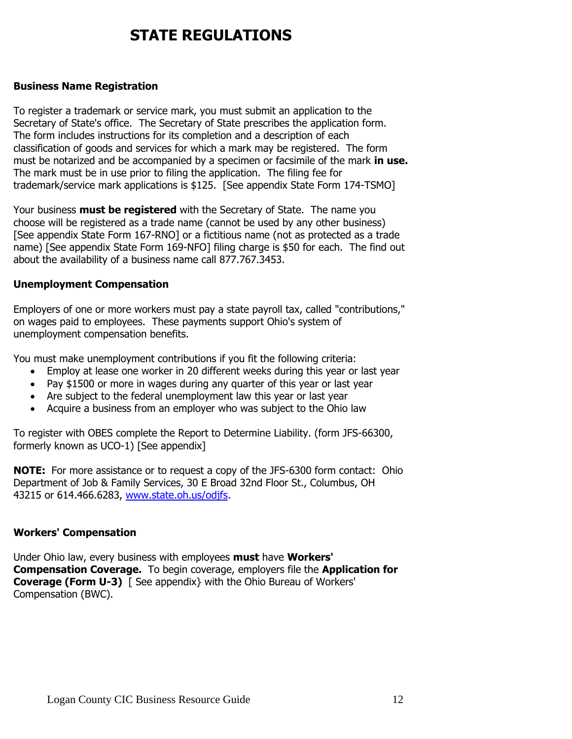# STATE REGULATIONS

**Business Name Registration**

To register a trademark or service mark, you must submit an application to the Secretary of State's office. The Secretary of State prescribes the application form. The form includes instructions for its completion and a description of each classification of goods and services for which a mark may be registered. The form must be notarized and be accompanied by a specimen or facsimile of the mark **in use.** The mark must be in use prior to filing the application. The filing fee for trademark/service mark applications is $125. [See appendix State Form 174-TSMO]

Your business **must be registered** with the Secretary of State. The name you choose will be registered as a trade name (cannot be used by any other business) [See appendix State Form 167-RNO] or a fictitious name (not as protected as a trade name) [See appendix State Form 169-NFO] filing charge is $50 for each. The find out about the availability of a business name call 877.767.3453.

**Unemployment Compensation**

Employers of one or more workers must pay a state payroll tax, called "contributions," on wages paid to employees. These payments support Ohio's system of unemployment compensation benefits.

You must make unemployment contributions if you fit the following criteria:

- Employ at lease one worker in 20 different weeks during this year or last year
- Pay $1500 or more in wages during any quarter of this year or last year
- Are subject to the federal unemployment law this year or last year
- Acquire a business from an employer who was subject to the Ohio law

To register with OBES complete the Report to Determine Liability. (form JFS-66300, formerly known as UCO-1) [See appendix]

**NOTE:** For more assistance or to request a copy of the JFS-6300 form contact: Ohio Department of Job & Family Services, 30 E Broad 32nd Floor St., Columbus, OH 43215 or 614.466.6283, www.state.oh.us/odjfs.

**Workers' Compensation**

Under Ohio law, every business with employees **must** have **Workers' Compensation Coverage.** To begin coverage, employers file the **Application for Coverage (Form U-3)** [ See appendix} with the Ohio Bureau of Workers' Compensation (BWC).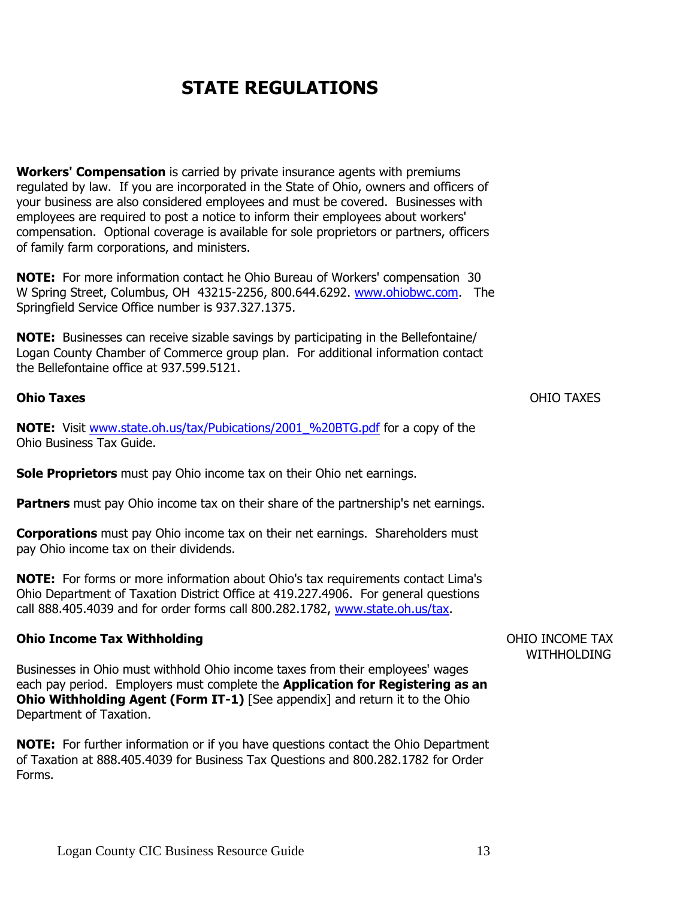# STATE REGULATIONS

**Workers' Compensation** is carried by private insurance agents with premiums regulated by law. If you are incorporated in the State of Ohio, owners and officers of your business are also considered employees and must be covered. Businesses with employees are required to post a notice to inform their employees about workers' compensation. Optional coverage is available for sole proprietors or partners, officers of family farm corporations, and ministers.

**NOTE:** For more information contact he Ohio Bureau of Workers' compensation 30 W Spring Street, Columbus, OH 43215-2256, 800.644.6292. www.ohiobwc.com. The Springfield Service Office number is 937.327.1375.

**NOTE:** Businesses can receive sizable savings by participating in the Bellefontaine/ Logan County Chamber of Commerce group plan. For additional information contact the Bellefontaine office at 937.599.5121.

**Ohio Taxes**

OHIO TAXES

**NOTE:** Visit www.state.oh.us/tax/Pubications/2001_%20BTG.pdf for a copy of the Ohio Business Tax Guide.

**Sole Proprietors** must pay Ohio income tax on their Ohio net earnings.

**Partners** must pay Ohio income tax on their share of the partnership's net earnings.

**Corporations** must pay Ohio income tax on their net earnings. Shareholders must pay Ohio income tax on their dividends.

**NOTE:** For forms or more information about Ohio's tax requirements contact Lima's Ohio Department of Taxation District Office at 419.227.4906. For general questions call 888.405.4039 and for order forms call 800.282.1782, www.state.oh.us/tax.

**Ohio Income Tax Withholding**

OHIO INCOME TAX WITHHOLDING

Businesses in Ohio must withhold Ohio income taxes from their employees' wages each pay period. Employers must complete the **Application for Registering as an Ohio Withholding Agent (Form IT-1)** [See appendix] and return it to the Ohio Department of Taxation.

**NOTE:** For further information or if you have questions contact the Ohio Department of Taxation at 888.405.4039 for Business Tax Questions and 800.282.1782 for Order Forms.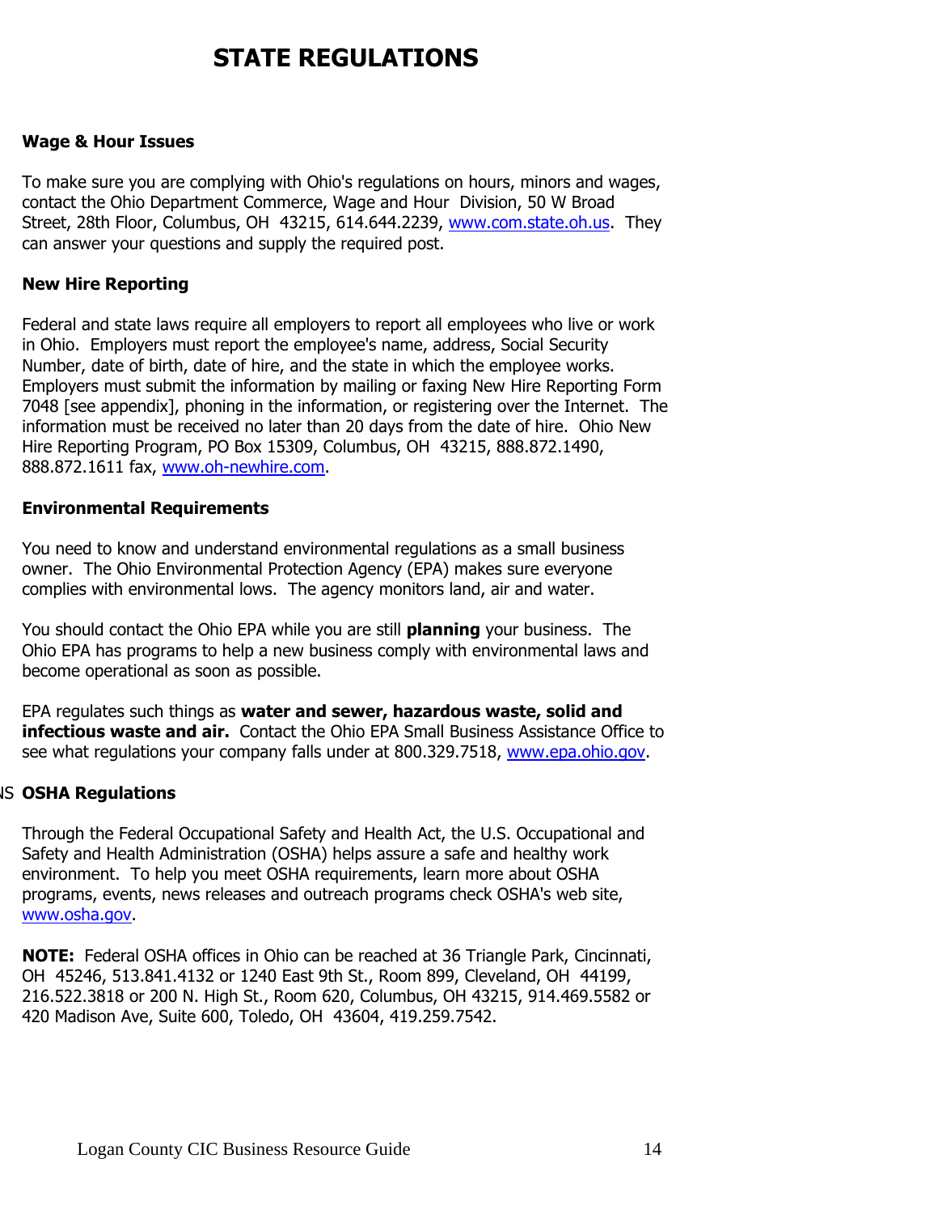# STATE REGULATIONS

**Wage & Hour Issues**

To make sure you are complying with Ohio's regulations on hours, minors and wages, contact the Ohio Department Commerce, Wage and Hour Division, 50 W Broad Street, 28th Floor, Columbus, OH 43215, 614.644.2239, www.com.state.oh.us. They can answer your questions and supply the required post.

**New Hire Reporting**

Federal and state laws require all employers to report all employees who live or work in Ohio. Employers must report the employee's name, address, Social Security Number, date of birth, date of hire, and the state in which the employee works. Employers must submit the information by mailing or faxing New Hire Reporting Form 7048 [see appendix], phoning in the information, or registering over the Internet. The information must be received no later than 20 days from the date of hire. Ohio New Hire Reporting Program, PO Box 15309, Columbus, OH 43215, 888.872.1490, 888.872.1611 fax, www.oh-newhire.com.

**Environmental Requirements**

You need to know and understand environmental regulations as a small business owner. The Ohio Environmental Protection Agency (EPA) makes sure everyone complies with environmental lows. The agency monitors land, air and water.

You should contact the Ohio EPA while you are still **planning** your business. The Ohio EPA has programs to help a new business comply with environmental laws and become operational as soon as possible.

EPA regulates such things as **water and sewer, hazardous waste, solid and infectious waste and air.** Contact the Ohio EPA Small Business Assistance Office to see what regulations your company falls under at 800.329.7518, www.epa.ohio.gov.

**OSHA Regulations**

Through the Federal Occupational Safety and Health Act, the U.S. Occupational and Safety and Health Administration (OSHA) helps assure a safe and healthy work environment. To help you meet OSHA requirements, learn more about OSHA programs, events, news releases and outreach programs check OSHA's web site, www.osha.gov.

**NOTE:** Federal OSHA offices in Ohio can be reached at 36 Triangle Park, Cincinnati, OH 45246, 513.841.4132 or 1240 East 9th St., Room 899, Cleveland, OH 44199, 216.522.3818 or 200 N. High St., Room 620, Columbus, OH 43215, 914.469.5582 or 420 Madison Ave, Suite 600, Toledo, OH 43604, 419.259.7542.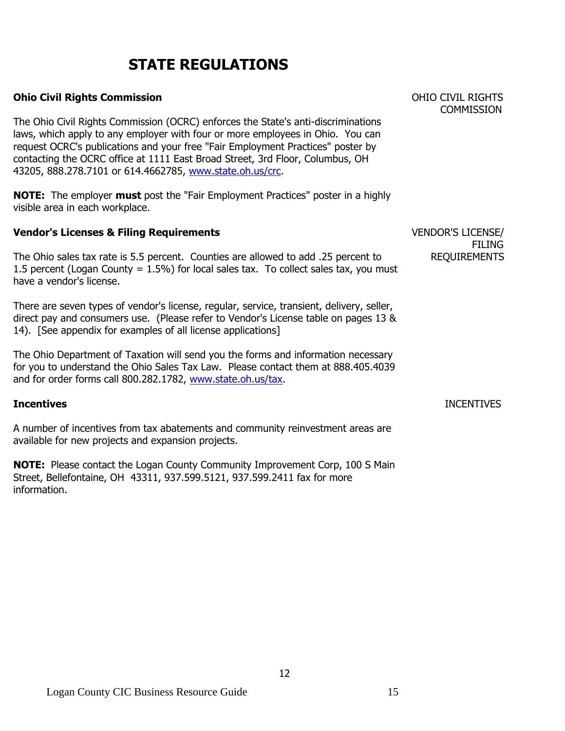# STATE REGULATIONS

**Ohio Civil Rights Commission**

OHIO CIVIL RIGHTS COMMISSION

The Ohio Civil Rights Commission (OCRC) enforces the State's anti-discriminations laws, which apply to any employer with four or more employees in Ohio. You can request OCRC's publications and your free "Fair Employment Practices" poster by contacting the OCRC office at 1111 East Broad Street, 3rd Floor, Columbus, OH 43205, 888.278.7101 or 614.4662785, www.state.oh.us/crc.

**NOTE:** The employer **must** post the "Fair Employment Practices" poster in a highly visible area in each workplace.

**Vendor's Licenses & Filing Requirements**

VENDOR'S LICENSE/ FILING REQUIREMENTS

The Ohio sales tax rate is 5.5 percent. Counties are allowed to add .25 percent to 1.5 percent (Logan County = 1.5%) for local sales tax. To collect sales tax, you must have a vendor's license.

There are seven types of vendor's license, regular, service, transient, delivery, seller, direct pay and consumers use. (Please refer to Vendor's License table on pages 13 & 14). [See appendix for examples of all license applications]

The Ohio Department of Taxation will send you the forms and information necessary for you to understand the Ohio Sales Tax Law. Please contact them at 888.405.4039 and for order forms call 800.282.1782, www.state.oh.us/tax.

**Incentives**

INCENTIVES

A number of incentives from tax abatements and community reinvestment areas are available for new projects and expansion projects.

**NOTE:** Please contact the Logan County Community Improvement Corp, 100 S Main Street, Bellefontaine, OH 43311, 937.599.5121, 937.599.2411 fax for more information.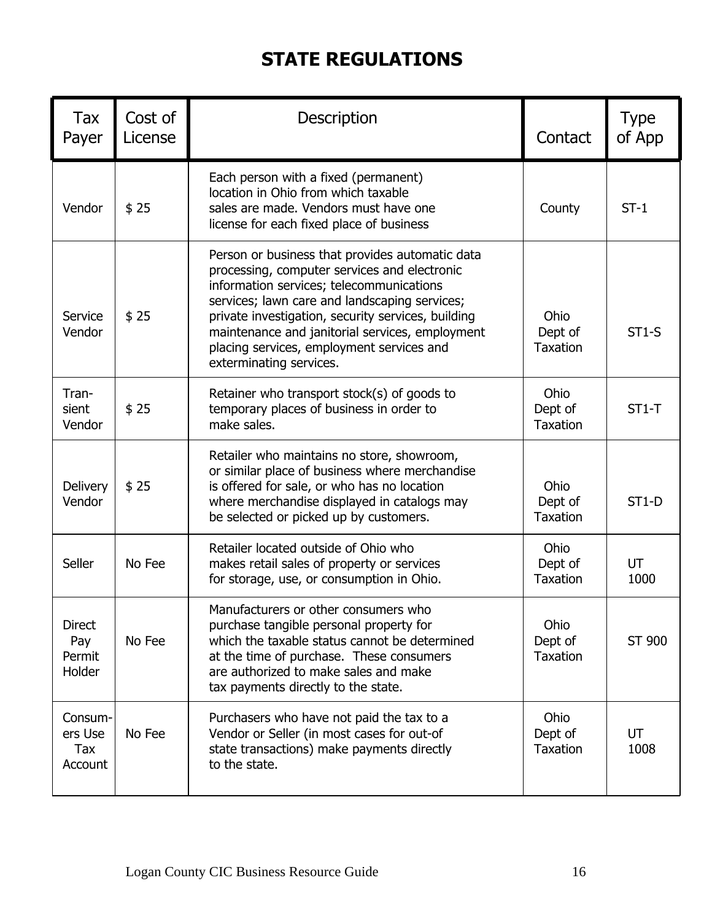# STATE REGULATIONS

| Tax Payer | Cost of License | Description | Contact | Type of App |
|---|---|---|---|---|
| Vendor | $ 25 | Each person with a fixed (permanent) location in Ohio from which taxable sales are made. Vendors must have one license for each fixed place of business | County | ST-1 |
| Service Vendor | $ 25 | Person or business that provides automatic data processing, computer services and electronic information services; telecommunications services; lawn care and landscaping services; private investigation, security services, building maintenance and janitorial services, employment placing services, employment services and exterminating services. | Ohio Dept of Taxation | ST1-S |
| Tran-sient Vendor | $ 25 | Retainer who transport stock(s) of goods to temporary places of business in order to make sales. | Ohio Dept of Taxation | ST1-T |
| Delivery Vendor | $ 25 | Retailer who maintains no store, showroom, or similar place of business where merchandise is offered for sale, or who has no location where merchandise displayed in catalogs may be selected or picked up by customers. | Ohio Dept of Taxation | ST1-D |
| Seller | No Fee | Retailer located outside of Ohio who makes retail sales of property or services for storage, use, or consumption in Ohio. | Ohio Dept of Taxation | UT 1000 |
| Direct Pay Permit Holder | No Fee | Manufacturers or other consumers who purchase tangible personal property for which the taxable status cannot be determined at the time of purchase. These consumers are authorized to make sales and make tax payments directly to the state. | Ohio Dept of Taxation | ST 900 |
| Consum-ers Use Tax Account | No Fee | Purchasers who have not paid the tax to a Vendor or Seller (in most cases for out-of state transactions) make payments directly to the state. | Ohio Dept of Taxation | UT 1008 |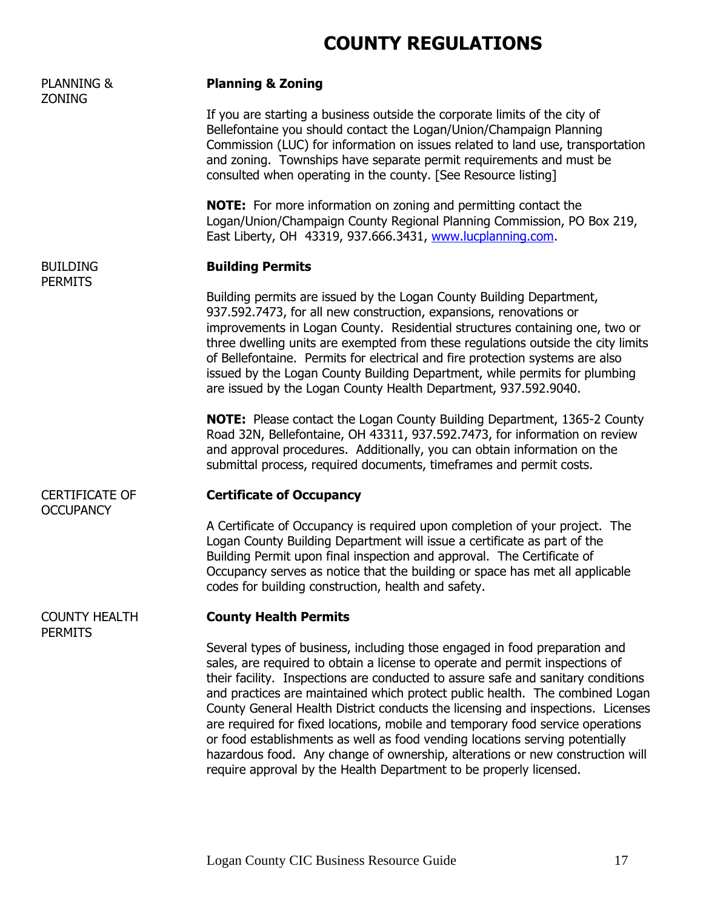# COUNTY REGULATIONS

PLANNING & ZONING

## Planning & Zoning

If you are starting a business outside the corporate limits of the city of Bellefontaine you should contact the Logan/Union/Champaign Planning Commission (LUC) for information on issues related to land use, transportation and zoning. Townships have separate permit requirements and must be consulted when operating in the county. [See Resource listing]

**NOTE:** For more information on zoning and permitting contact the Logan/Union/Champaign County Regional Planning Commission, PO Box 219, East Liberty, OH 43319, 937.666.3431, www.lucplanning.com.

BUILDING PERMITS

## Building Permits

Building permits are issued by the Logan County Building Department, 937.592.7473, for all new construction, expansions, renovations or improvements in Logan County. Residential structures containing one, two or three dwelling units are exempted from these regulations outside the city limits of Bellefontaine. Permits for electrical and fire protection systems are also issued by the Logan County Building Department, while permits for plumbing are issued by the Logan County Health Department, 937.592.9040.

**NOTE:** Please contact the Logan County Building Department, 1365-2 County Road 32N, Bellefontaine, OH 43311, 937.592.7473, for information on review and approval procedures. Additionally, you can obtain information on the submittal process, required documents, timeframes and permit costs.

CERTIFICATE OF OCCUPANCY

## Certificate of Occupancy

A Certificate of Occupancy is required upon completion of your project. The Logan County Building Department will issue a certificate as part of the Building Permit upon final inspection and approval. The Certificate of Occupancy serves as notice that the building or space has met all applicable codes for building construction, health and safety.

COUNTY HEALTH PERMITS

## County Health Permits

Several types of business, including those engaged in food preparation and sales, are required to obtain a license to operate and permit inspections of their facility. Inspections are conducted to assure safe and sanitary conditions and practices are maintained which protect public health. The combined Logan County General Health District conducts the licensing and inspections. Licenses are required for fixed locations, mobile and temporary food service operations or food establishments as well as food vending locations serving potentially hazardous food. Any change of ownership, alterations or new construction will require approval by the Health Department to be properly licensed.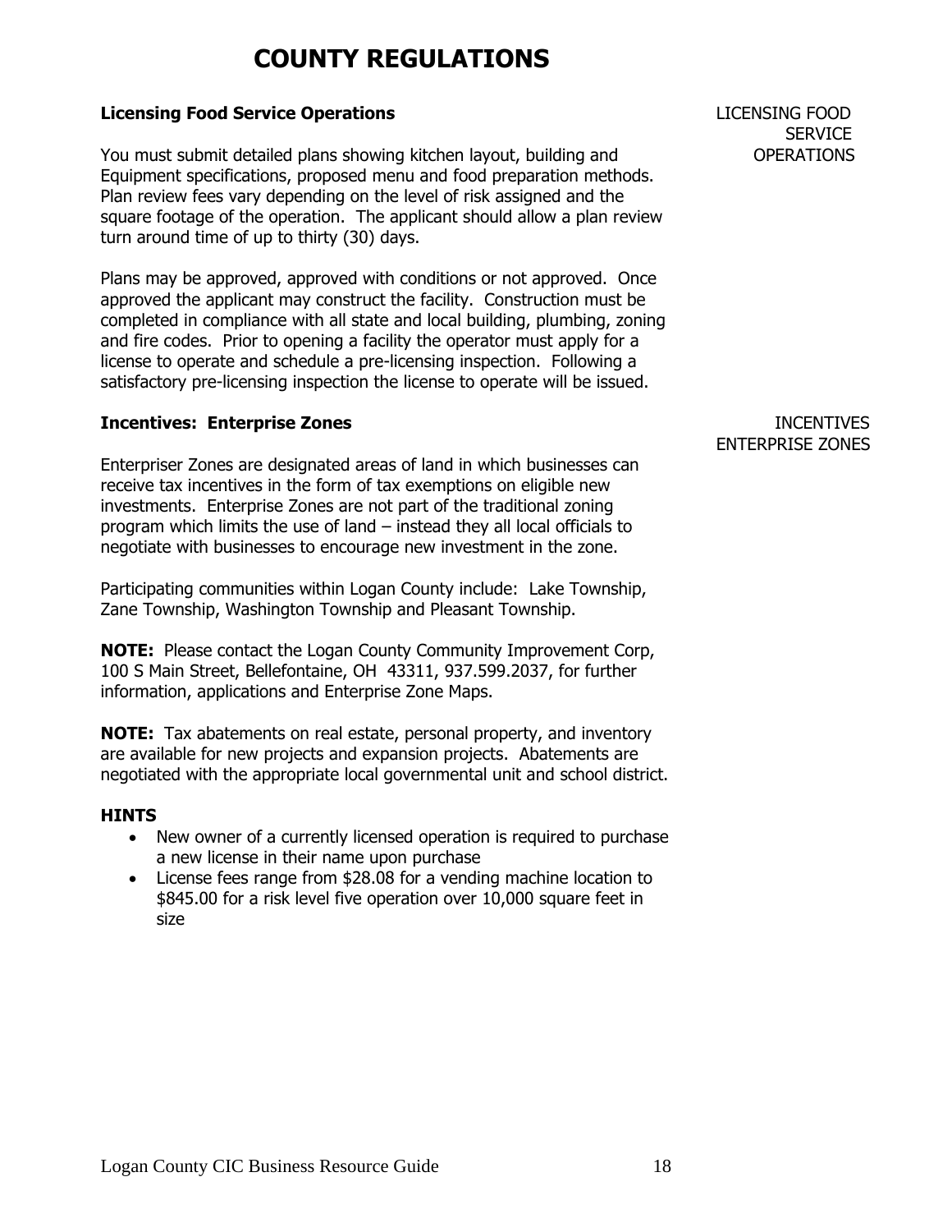# COUNTY REGULATIONS

### Licensing Food Service Operations

LICENSING FOOD SERVICE OPERATIONS

You must submit detailed plans showing kitchen layout, building and Equipment specifications, proposed menu and food preparation methods. Plan review fees vary depending on the level of risk assigned and the square footage of the operation. The applicant should allow a plan review turn around time of up to thirty (30) days.

Plans may be approved, approved with conditions or not approved. Once approved the applicant may construct the facility. Construction must be completed in compliance with all state and local building, plumbing, zoning and fire codes. Prior to opening a facility the operator must apply for a license to operate and schedule a pre-licensing inspection. Following a satisfactory pre-licensing inspection the license to operate will be issued.

### Incentives: Enterprise Zones

INCENTIVES ENTERPRISE ZONES

Enterpriser Zones are designated areas of land in which businesses can receive tax incentives in the form of tax exemptions on eligible new investments. Enterprise Zones are not part of the traditional zoning program which limits the use of land – instead they all local officials to negotiate with businesses to encourage new investment in the zone.

Participating communities within Logan County include: Lake Township, Zane Township, Washington Township and Pleasant Township.

**NOTE:** Please contact the Logan County Community Improvement Corp, 100 S Main Street, Bellefontaine, OH 43311, 937.599.2037, for further information, applications and Enterprise Zone Maps.

**NOTE:** Tax abatements on real estate, personal property, and inventory are available for new projects and expansion projects. Abatements are negotiated with the appropriate local governmental unit and school district.

### HINTS

- New owner of a currently licensed operation is required to purchase a new license in their name upon purchase
- License fees range from $28.08 for a vending machine location to $845.00 for a risk level five operation over 10,000 square feet in size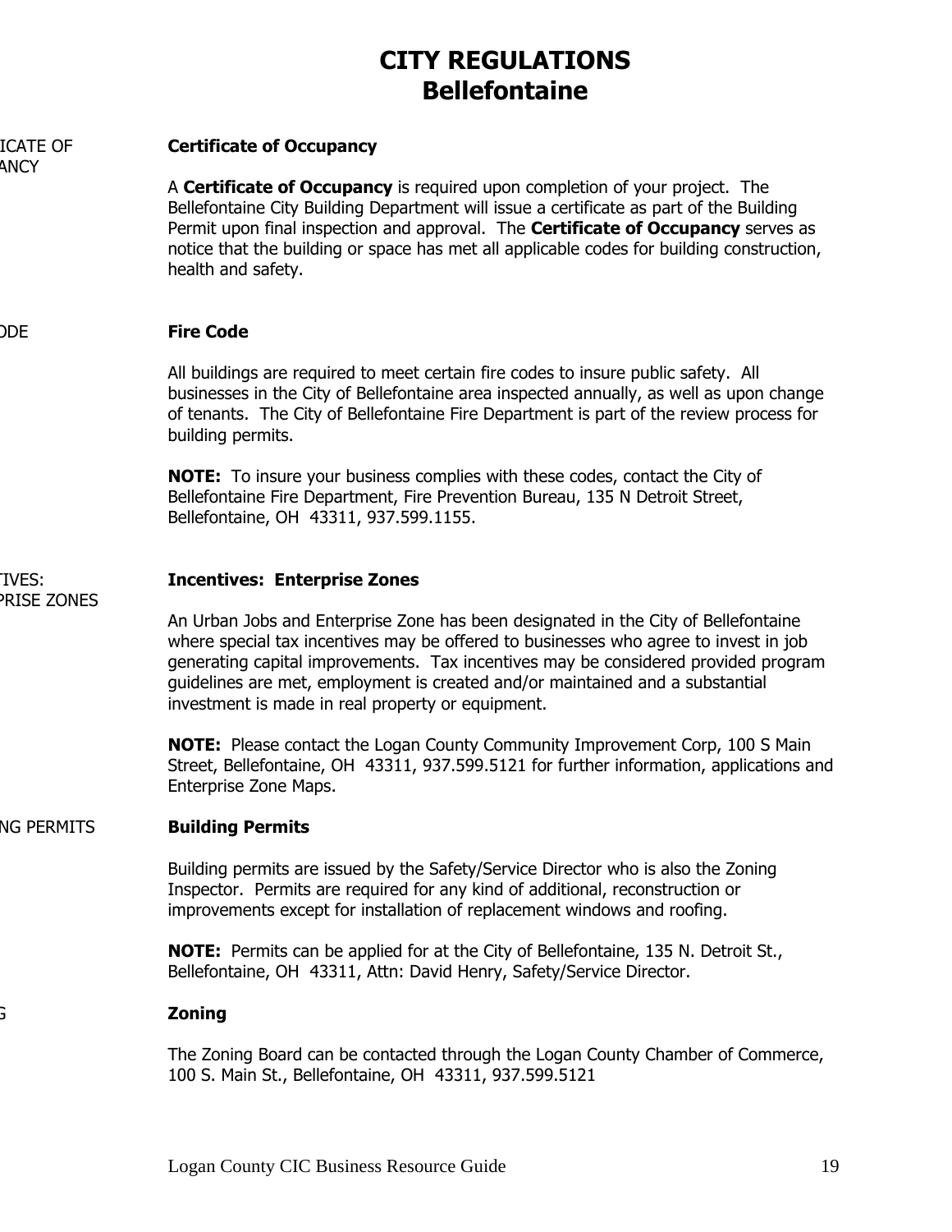# CITY REGULATIONS
# Bellefontaine

ICATE OF
ANCY

**Certificate of Occupancy**

A **Certificate of Occupancy** is required upon completion of your project. The Bellefontaine City Building Department will issue a certificate as part of the Building Permit upon final inspection and approval. The **Certificate of Occupancy** serves as notice that the building or space has met all applicable codes for building construction, health and safety.

ODE

**Fire Code**

All buildings are required to meet certain fire codes to insure public safety. All businesses in the City of Bellefontaine area inspected annually, as well as upon change of tenants. The City of Bellefontaine Fire Department is part of the review process for building permits.

**NOTE:** To insure your business complies with these codes, contact the City of Bellefontaine Fire Department, Fire Prevention Bureau, 135 N Detroit Street, Bellefontaine, OH 43311, 937.599.1155.

TIVES:
PRISE ZONES

**Incentives: Enterprise Zones**

An Urban Jobs and Enterprise Zone has been designated in the City of Bellefontaine where special tax incentives may be offered to businesses who agree to invest in job generating capital improvements. Tax incentives may be considered provided program guidelines are met, employment is created and/or maintained and a substantial investment is made in real property or equipment.

**NOTE:** Please contact the Logan County Community Improvement Corp, 100 S Main Street, Bellefontaine, OH 43311, 937.599.5121 for further information, applications and Enterprise Zone Maps.

NG PERMITS

**Building Permits**

Building permits are issued by the Safety/Service Director who is also the Zoning Inspector. Permits are required for any kind of additional, reconstruction or improvements except for installation of replacement windows and roofing.

**NOTE:** Permits can be applied for at the City of Bellefontaine, 135 N. Detroit St., Bellefontaine, OH 43311, Attn: David Henry, Safety/Service Director.

G

**Zoning**

The Zoning Board can be contacted through the Logan County Chamber of Commerce, 100 S. Main St., Bellefontaine, OH 43311, 937.599.5121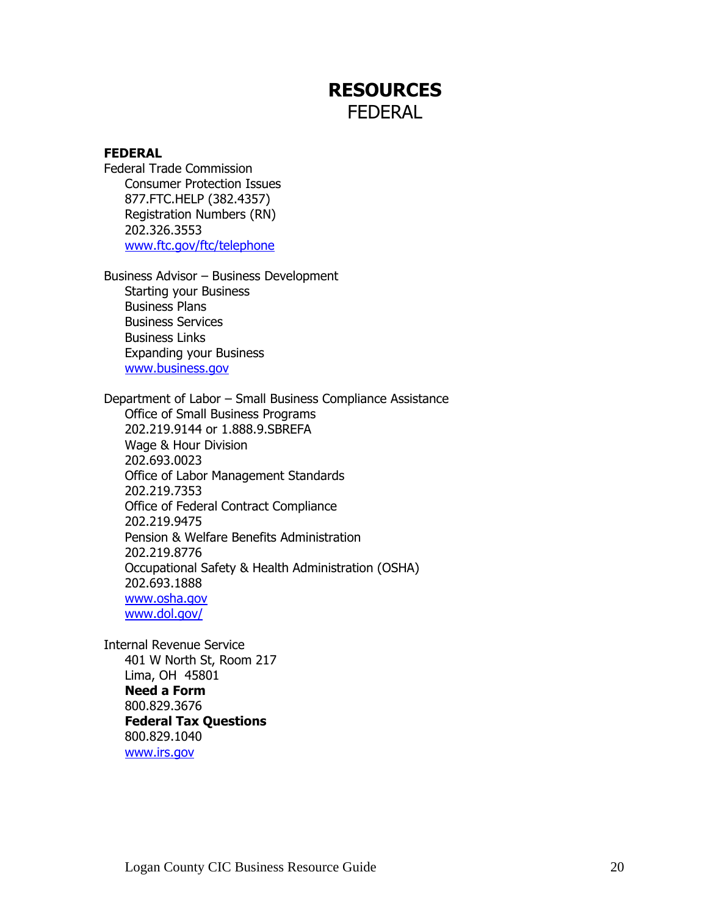# RESOURCES
FEDERAL

**FEDERAL**

Federal Trade Commission
  Consumer Protection Issues
  877.FTC.HELP (382.4357)
  Registration Numbers (RN)
  202.326.3553
  www.ftc.gov/ftc/telephone

Business Advisor – Business Development
  Starting your Business
  Business Plans
  Business Services
  Business Links
  Expanding your Business
  www.business.gov

Department of Labor – Small Business Compliance Assistance
  Office of Small Business Programs
  202.219.9144 or 1.888.9.SBREFA
  Wage & Hour Division
  202.693.0023
  Office of Labor Management Standards
  202.219.7353
  Office of Federal Contract Compliance
  202.219.9475
  Pension & Welfare Benefits Administration
  202.219.8776
  Occupational Safety & Health Administration (OSHA)
  202.693.1888
  www.osha.gov
  www.dol.gov/

Internal Revenue Service
  401 W North St, Room 217
  Lima, OH 45801
  **Need a Form**
  800.829.3676
  **Federal Tax Questions**
  800.829.1040
  www.irs.gov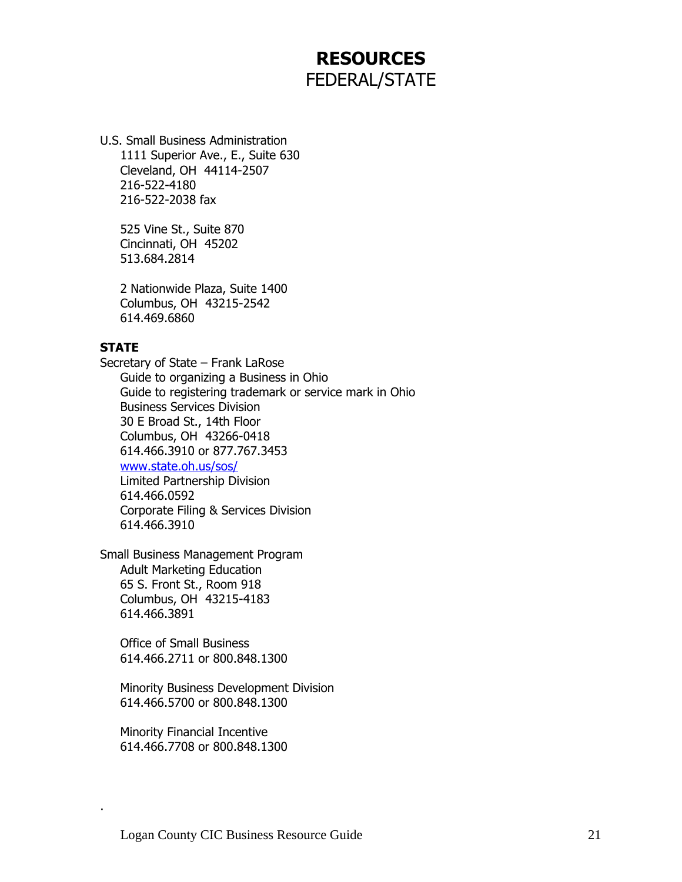# RESOURCES
FEDERAL/STATE

U.S. Small Business Administration
1111 Superior Ave., E., Suite 630
Cleveland, OH 44114-2507
216-522-4180
216-522-2038 fax

525 Vine St., Suite 870
Cincinnati, OH 45202
513.684.2814

2 Nationwide Plaza, Suite 1400
Columbus, OH 43215-2542
614.469.6860

**STATE**

Secretary of State – Frank LaRose
Guide to organizing a Business in Ohio
Guide to registering trademark or service mark in Ohio
Business Services Division
30 E Broad St., 14th Floor
Columbus, OH 43266-0418
614.466.3910 or 877.767.3453
[www.state.oh.us/sos/](www.state.oh.us/sos/)
Limited Partnership Division
614.466.0592
Corporate Filing & Services Division
614.466.3910

Small Business Management Program
Adult Marketing Education
65 S. Front St., Room 918
Columbus, OH 43215-4183
614.466.3891

Office of Small Business
614.466.2711 or 800.848.1300

Minority Business Development Division
614.466.5700 or 800.848.1300

Minority Financial Incentive
614.466.7708 or 800.848.1300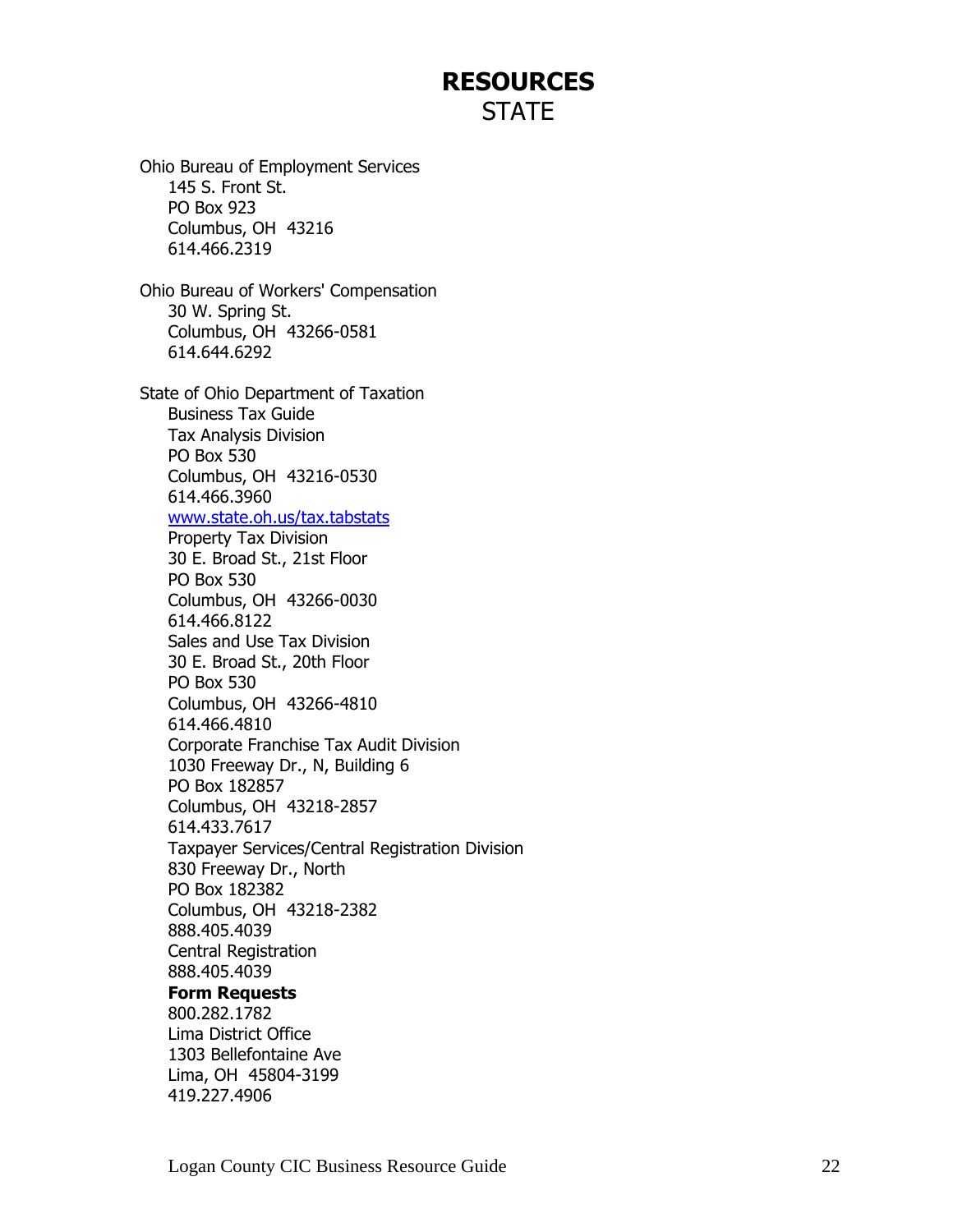# RESOURCES
STATE

Ohio Bureau of Employment Services
145 S. Front St.
PO Box 923
Columbus, OH 43216
614.466.2319

Ohio Bureau of Workers' Compensation
30 W. Spring St.
Columbus, OH 43266-0581
614.644.6292

State of Ohio Department of Taxation
Business Tax Guide
Tax Analysis Division
PO Box 530
Columbus, OH 43216-0530
614.466.3960
[www.state.oh.us/tax.tabstats](www.state.oh.us/tax.tabstats)
Property Tax Division
30 E. Broad St., 21st Floor
PO Box 530
Columbus, OH 43266-0030
614.466.8122
Sales and Use Tax Division
30 E. Broad St., 20th Floor
PO Box 530
Columbus, OH 43266-4810
614.466.4810
Corporate Franchise Tax Audit Division
1030 Freeway Dr., N, Building 6
PO Box 182857
Columbus, OH 43218-2857
614.433.7617
Taxpayer Services/Central Registration Division
830 Freeway Dr., North
PO Box 182382
Columbus, OH 43218-2382
888.405.4039
Central Registration
888.405.4039
**Form Requests**
800.282.1782
Lima District Office
1303 Bellefontaine Ave
Lima, OH 45804-3199
419.227.4906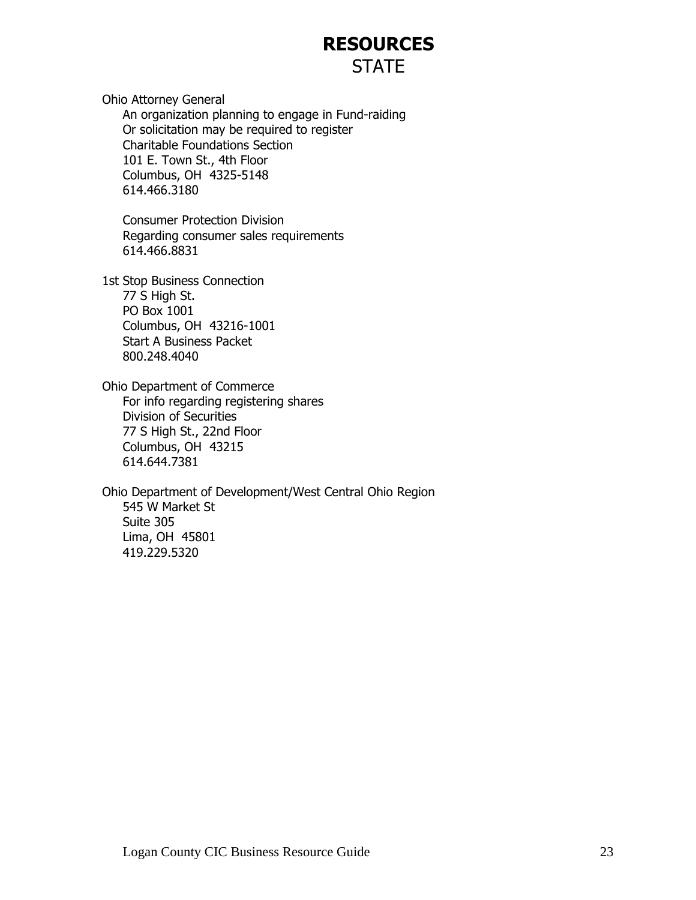# RESOURCES
## STATE

Ohio Attorney General
    An organization planning to engage in Fund-raiding
    Or solicitation may be required to register
    Charitable Foundations Section
    101 E. Town St., 4th Floor
    Columbus, OH 4325-5148
    614.466.3180

    Consumer Protection Division
    Regarding consumer sales requirements
    614.466.8831

1st Stop Business Connection
    77 S High St.
    PO Box 1001
    Columbus, OH 43216-1001
    Start A Business Packet
    800.248.4040

Ohio Department of Commerce
    For info regarding registering shares
    Division of Securities
    77 S High St., 22nd Floor
    Columbus, OH 43215
    614.644.7381

Ohio Department of Development/West Central Ohio Region
    545 W Market St
    Suite 305
    Lima, OH 45801
    419.229.5320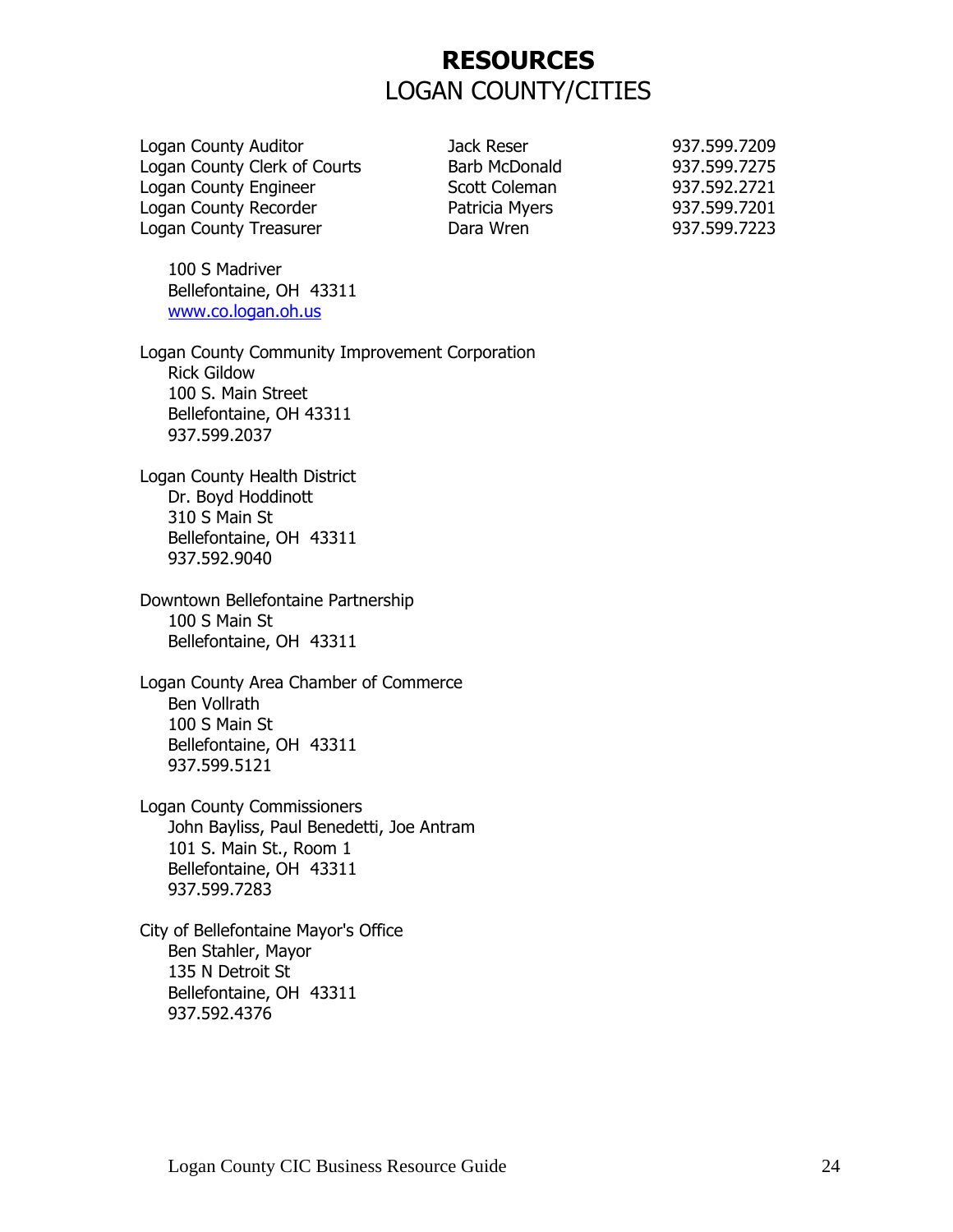# RESOURCES
## LOGAN COUNTY/CITIES

| | | |
|---|---|---|
| Logan County Auditor | Jack Reser | 937.599.7209 |
| Logan County Clerk of Courts | Barb McDonald | 937.599.7275 |
| Logan County Engineer | Scott Coleman | 937.592.2721 |
| Logan County Recorder | Patricia Myers | 937.599.7201 |
| Logan County Treasurer | Dara Wren | 937.599.7223 |

100 S Madriver
Bellefontaine, OH 43311
[www.co.logan.oh.us](http://www.co.logan.oh.us)

Logan County Community Improvement Corporation
Rick Gildow
100 S. Main Street
Bellefontaine, OH 43311
937.599.2037

Logan County Health District
Dr. Boyd Hoddinott
310 S Main St
Bellefontaine, OH 43311
937.592.9040

Downtown Bellefontaine Partnership
100 S Main St
Bellefontaine, OH 43311

Logan County Area Chamber of Commerce
Ben Vollrath
100 S Main St
Bellefontaine, OH 43311
937.599.5121

Logan County Commissioners
John Bayliss, Paul Benedetti, Joe Antram
101 S. Main St., Room 1
Bellefontaine, OH 43311
937.599.7283

City of Bellefontaine Mayor's Office
Ben Stahler, Mayor
135 N Detroit St
Bellefontaine, OH 43311
937.592.4376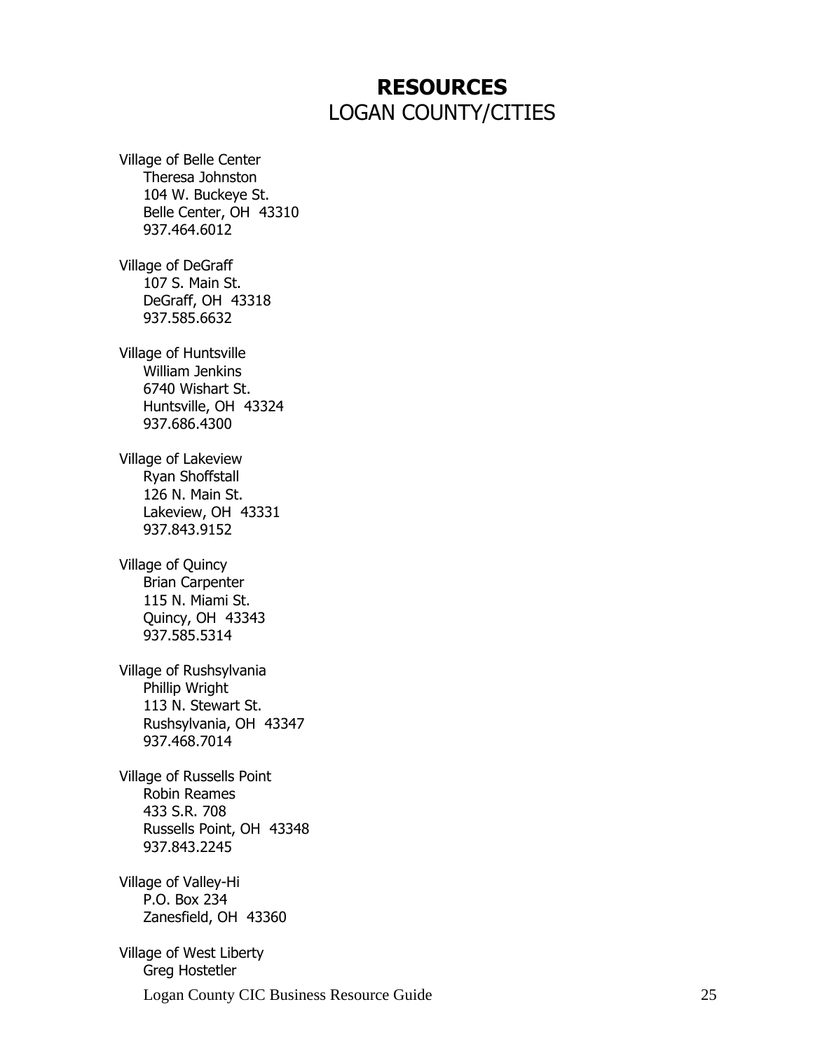# **RESOURCES**
## LOGAN COUNTY/CITIES

Village of Belle Center
Theresa Johnston
104 W. Buckeye St.
Belle Center, OH 43310
937.464.6012

Village of DeGraff
107 S. Main St.
DeGraff, OH 43318
937.585.6632

Village of Huntsville
William Jenkins
6740 Wishart St.
Huntsville, OH 43324
937.686.4300

Village of Lakeview
Ryan Shoffstall
126 N. Main St.
Lakeview, OH 43331
937.843.9152

Village of Quincy
Brian Carpenter
115 N. Miami St.
Quincy, OH 43343
937.585.5314

Village of Rushsylvania
Phillip Wright
113 N. Stewart St.
Rushsylvania, OH 43347
937.468.7014

Village of Russells Point
Robin Reames
433 S.R. 708
Russells Point, OH 43348
937.843.2245

Village of Valley-Hi
P.O. Box 234
Zanesfield, OH 43360

Village of West Liberty
Greg Hostetler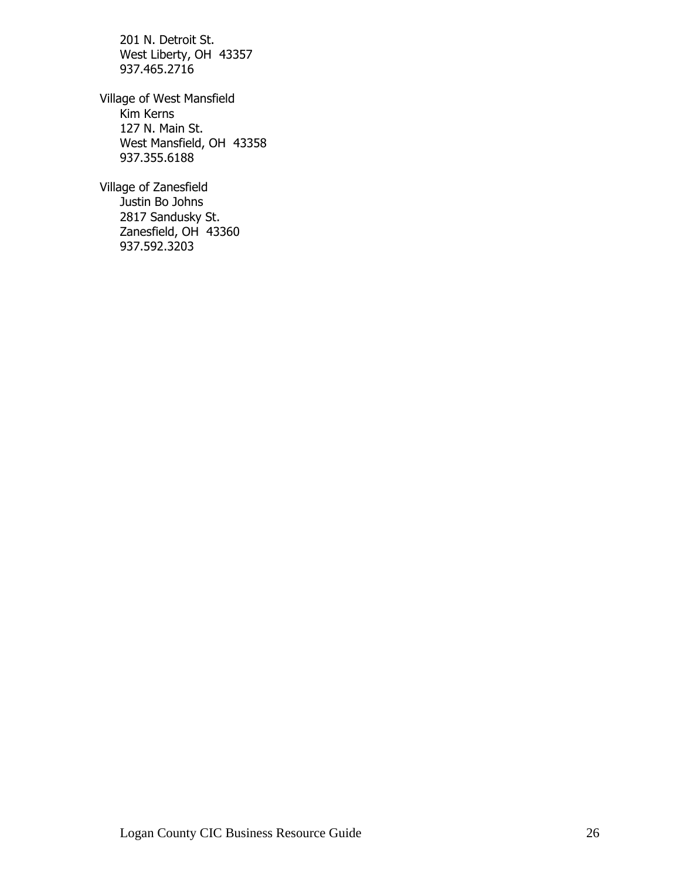201 N. Detroit St.
West Liberty, OH 43357
937.465.2716

Village of West Mansfield
Kim Kerns
127 N. Main St.
West Mansfield, OH 43358
937.355.6188

Village of Zanesfield
Justin Bo Johns
2817 Sandusky St.
Zanesfield, OH 43360
937.592.3203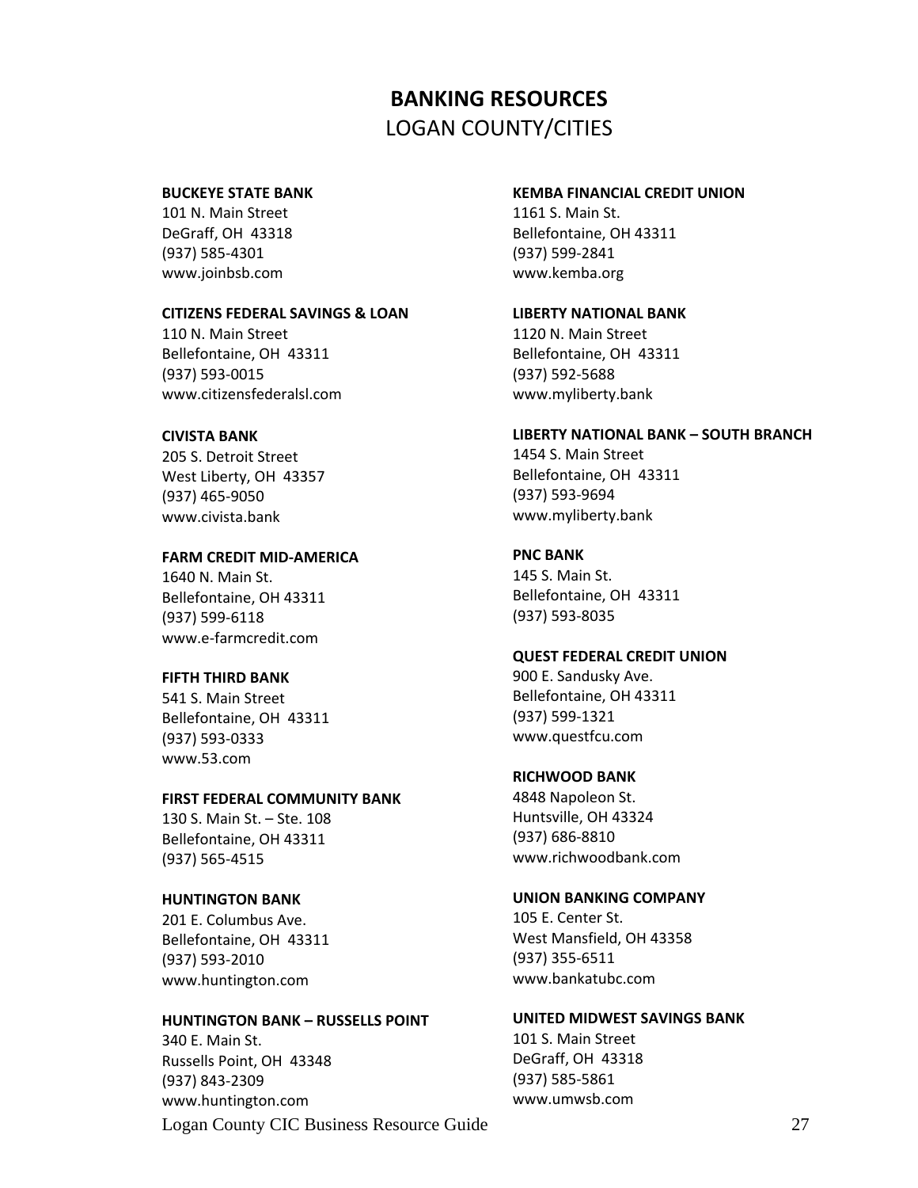# BANKING RESOURCES

## LOGAN COUNTY/CITIES

**BUCKEYE STATE BANK**
101 N. Main Street
DeGraff, OH  43318
(937) 585-4301
www.joinbsb.com

**CITIZENS FEDERAL SAVINGS & LOAN**
110 N. Main Street
Bellefontaine, OH  43311
(937) 593-0015
www.citizensfederalsl.com

**CIVISTA BANK**
205 S. Detroit Street
West Liberty, OH  43357
(937) 465-9050
www.civista.bank

**FARM CREDIT MID-AMERICA**
1640 N. Main St.
Bellefontaine, OH 43311
(937) 599-6118
www.e-farmcredit.com

**FIFTH THIRD BANK**
541 S. Main Street
Bellefontaine, OH  43311
(937) 593-0333
www.53.com

**FIRST FEDERAL COMMUNITY BANK**
130 S. Main St. – Ste. 108
Bellefontaine, OH 43311
(937) 565-4515

**HUNTINGTON BANK**
201 E. Columbus Ave.
Bellefontaine, OH  43311
(937) 593-2010
www.huntington.com

**HUNTINGTON BANK – RUSSELLS POINT**
340 E. Main St.
Russells Point, OH  43348
(937) 843-2309
www.huntington.com

**KEMBA FINANCIAL CREDIT UNION**
1161 S. Main St.
Bellefontaine, OH 43311
(937) 599-2841
www.kemba.org

**LIBERTY NATIONAL BANK**
1120 N. Main Street
Bellefontaine, OH  43311
(937) 592-5688
www.myliberty.bank

**LIBERTY NATIONAL BANK – SOUTH BRANCH**
1454 S. Main Street
Bellefontaine, OH  43311
(937) 593-9694
www.myliberty.bank

**PNC BANK**
145 S. Main St.
Bellefontaine, OH  43311
(937) 593-8035

**QUEST FEDERAL CREDIT UNION**
900 E. Sandusky Ave.
Bellefontaine, OH 43311
(937) 599-1321
www.questfcu.com

**RICHWOOD BANK**
4848 Napoleon St.
Huntsville, OH 43324
(937) 686-8810
www.richwoodbank.com

**UNION BANKING COMPANY**
105 E. Center St.
West Mansfield, OH 43358
(937) 355-6511
www.bankatubc.com

**UNITED MIDWEST SAVINGS BANK**
101 S. Main Street
DeGraff, OH  43318
(937) 585-5861
www.umwsb.com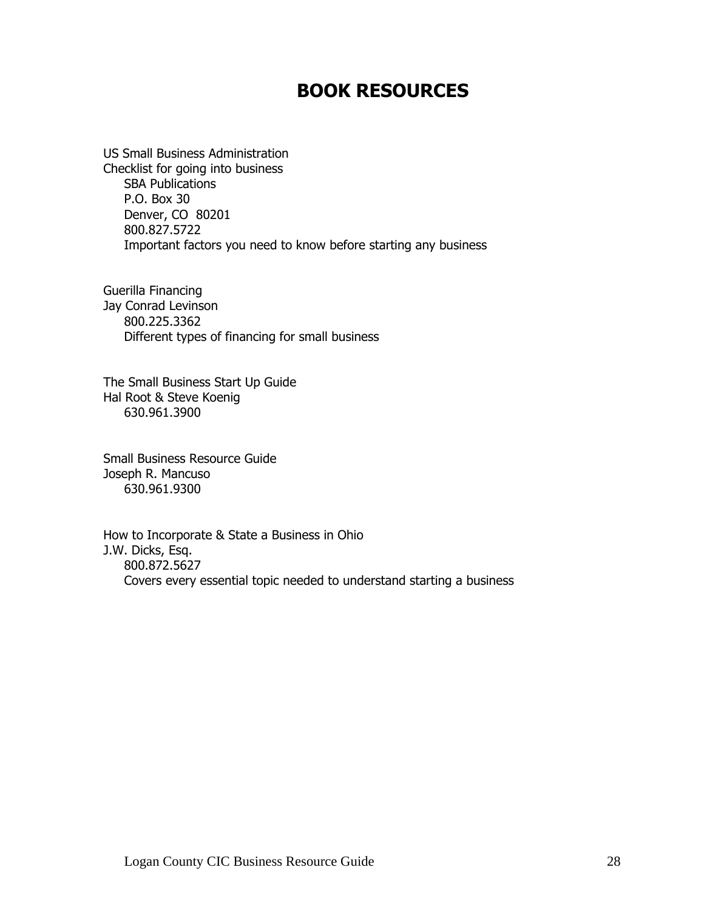# BOOK RESOURCES

US Small Business Administration
Checklist for going into business
SBA Publications
P.O. Box 30
Denver, CO 80201
800.827.5722
Important factors you need to know before starting any business

Guerilla Financing
Jay Conrad Levinson
800.225.3362
Different types of financing for small business

The Small Business Start Up Guide
Hal Root & Steve Koenig
630.961.3900

Small Business Resource Guide
Joseph R. Mancuso
630.961.9300

How to Incorporate & State a Business in Ohio
J.W. Dicks, Esq.
800.872.5627
Covers every essential topic needed to understand starting a business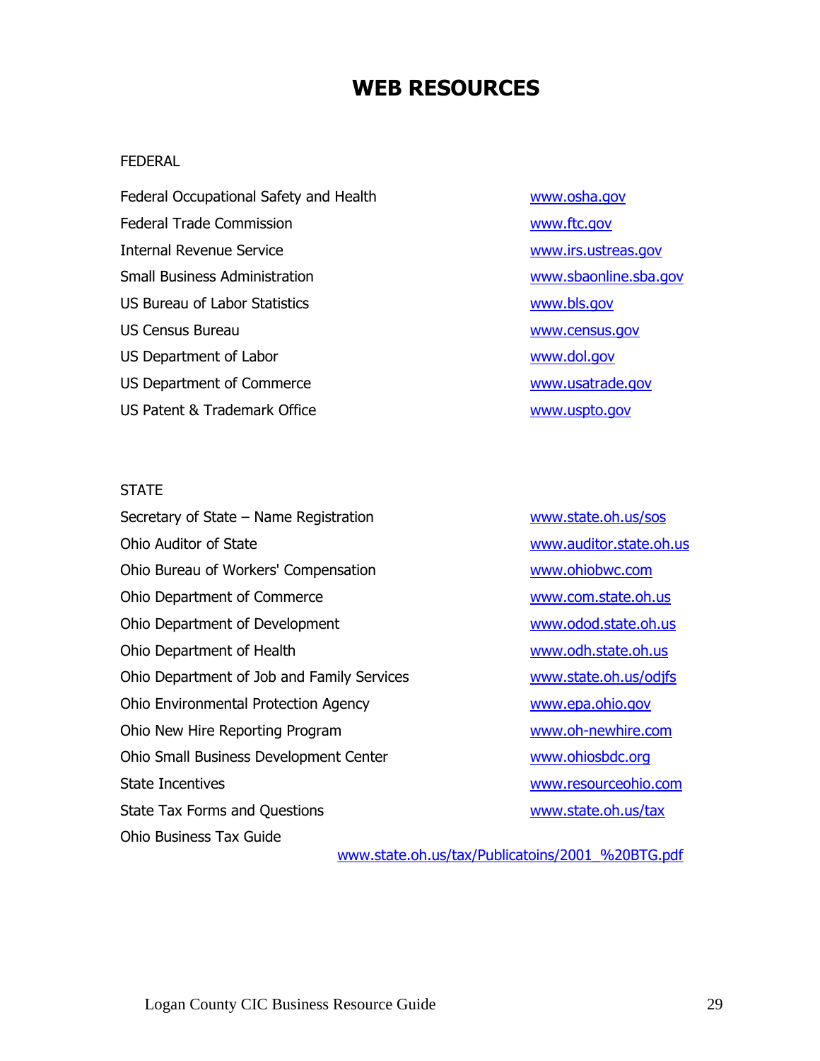# WEB RESOURCES

FEDERAL

| | |
|---|---|
| Federal Occupational Safety and Health | www.osha.gov |
| Federal Trade Commission | www.ftc.gov |
| Internal Revenue Service | www.irs.ustreas.gov |
| Small Business Administration | www.sbaonline.sba.gov |
| US Bureau of Labor Statistics | www.bls.gov |
| US Census Bureau | www.census.gov |
| US Department of Labor | www.dol.gov |
| US Department of Commerce | www.usatrade.gov |
| US Patent & Trademark Office | www.uspto.gov |

STATE

| | |
|---|---|
| Secretary of State – Name Registration | www.state.oh.us/sos |
| Ohio Auditor of State | www.auditor.state.oh.us |
| Ohio Bureau of Workers' Compensation | www.ohiobwc.com |
| Ohio Department of Commerce | www.com.state.oh.us |
| Ohio Department of Development | www.odod.state.oh.us |
| Ohio Department of Health | www.odh.state.oh.us |
| Ohio Department of Job and Family Services | www.state.oh.us/odjfs |
| Ohio Environmental Protection Agency | www.epa.ohio.gov |
| Ohio New Hire Reporting Program | www.oh-newhire.com |
| Ohio Small Business Development Center | www.ohiosbdc.org |
| State Incentives | www.resourceohio.com |
| State Tax Forms and Questions | www.state.oh.us/tax |
| Ohio Business Tax Guide | www.state.oh.us/tax/Publicatoins/2001_%20BTG.pdf |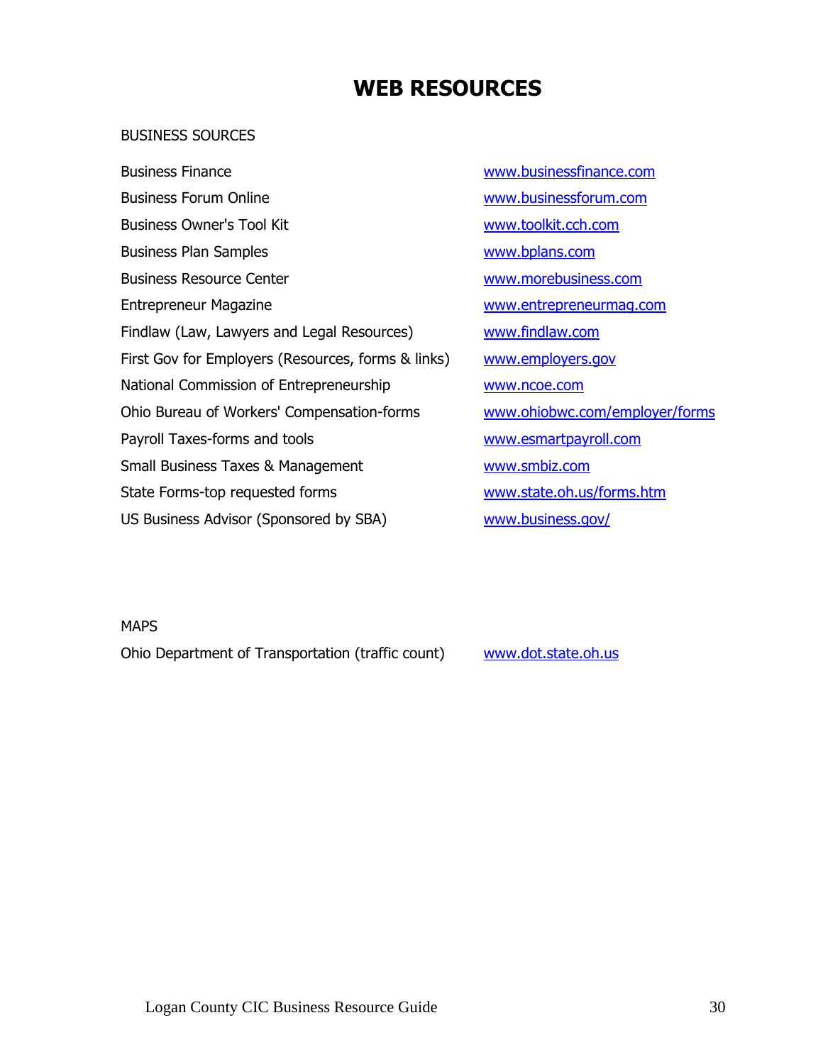# WEB RESOURCES

BUSINESS SOURCES

| | |
|---|---|
| Business Finance | www.businessfinance.com |
| Business Forum Online | www.businessforum.com |
| Business Owner's Tool Kit | www.toolkit.cch.com |
| Business Plan Samples | www.bplans.com |
| Business Resource Center | www.morebusiness.com |
| Entrepreneur Magazine | www.entrepreneurmag.com |
| Findlaw (Law, Lawyers and Legal Resources) | www.findlaw.com |
| First Gov for Employers (Resources, forms & links) | www.employers.gov |
| National Commission of Entrepreneurship | www.ncoe.com |
| Ohio Bureau of Workers' Compensation-forms | www.ohiobwc.com/employer/forms |
| Payroll Taxes-forms and tools | www.esmartpayroll.com |
| Small Business Taxes & Management | www.smbiz.com |
| State Forms-top requested forms | www.state.oh.us/forms.htm |
| US Business Advisor (Sponsored by SBA) | www.business.gov/ |

MAPS

| | |
|---|---|
| Ohio Department of Transportation (traffic count) | www.dot.state.oh.us |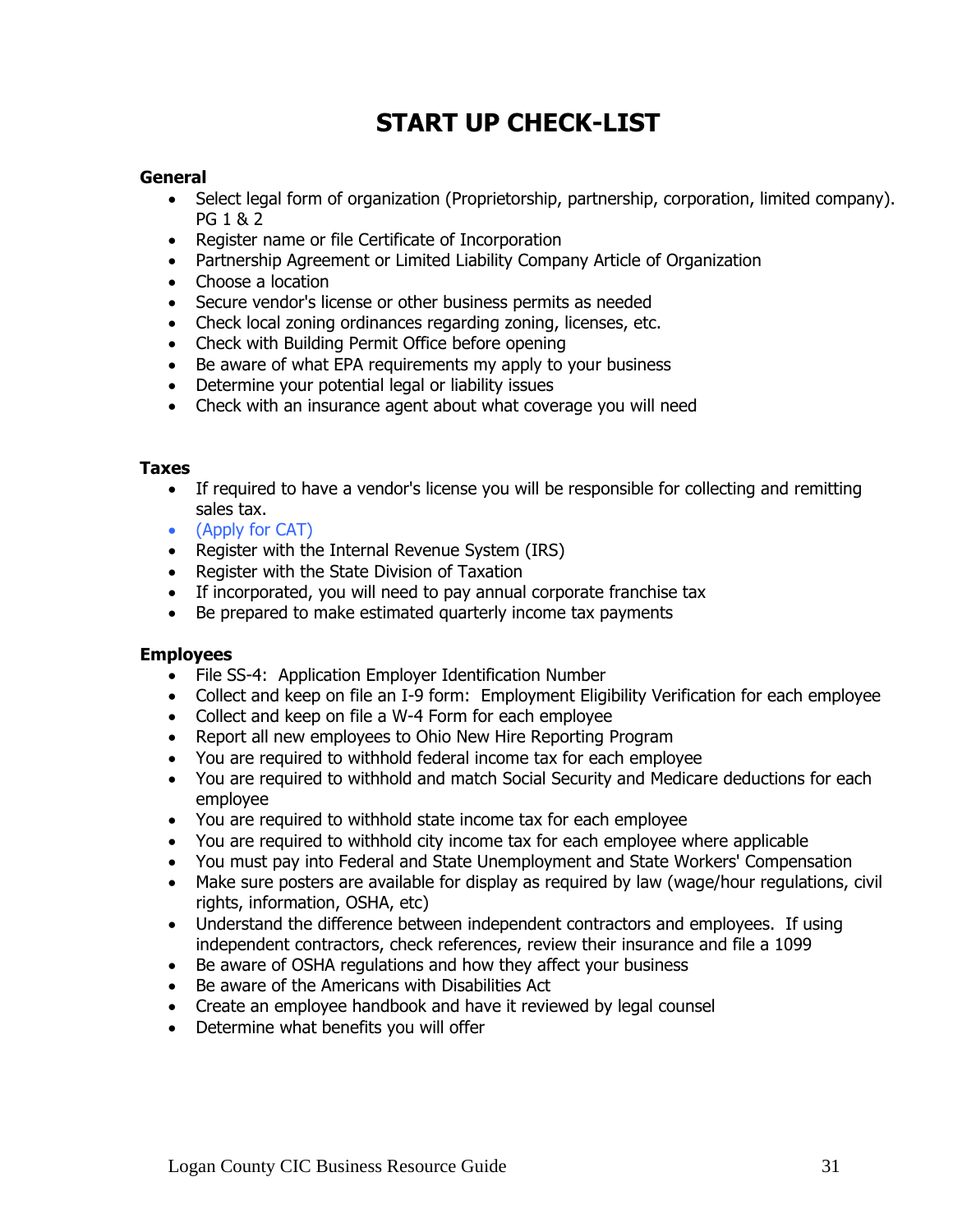# START UP CHECK-LIST

**General**

- Select legal form of organization (Proprietorship, partnership, corporation, limited company). PG 1 & 2
- Register name or file Certificate of Incorporation
- Partnership Agreement or Limited Liability Company Article of Organization
- Choose a location
- Secure vendor's license or other business permits as needed
- Check local zoning ordinances regarding zoning, licenses, etc.
- Check with Building Permit Office before opening
- Be aware of what EPA requirements my apply to your business
- Determine your potential legal or liability issues
- Check with an insurance agent about what coverage you will need

**Taxes**

- If required to have a vendor's license you will be responsible for collecting and remitting sales tax.
- (Apply for CAT)
- Register with the Internal Revenue System (IRS)
- Register with the State Division of Taxation
- If incorporated, you will need to pay annual corporate franchise tax
- Be prepared to make estimated quarterly income tax payments

**Employees**

- File SS-4: Application Employer Identification Number
- Collect and keep on file an I-9 form: Employment Eligibility Verification for each employee
- Collect and keep on file a W-4 Form for each employee
- Report all new employees to Ohio New Hire Reporting Program
- You are required to withhold federal income tax for each employee
- You are required to withhold and match Social Security and Medicare deductions for each employee
- You are required to withhold state income tax for each employee
- You are required to withhold city income tax for each employee where applicable
- You must pay into Federal and State Unemployment and State Workers' Compensation
- Make sure posters are available for display as required by law (wage/hour regulations, civil rights, information, OSHA, etc)
- Understand the difference between independent contractors and employees. If using independent contractors, check references, review their insurance and file a 1099
- Be aware of OSHA regulations and how they affect your business
- Be aware of the Americans with Disabilities Act
- Create an employee handbook and have it reviewed by legal counsel
- Determine what benefits you will offer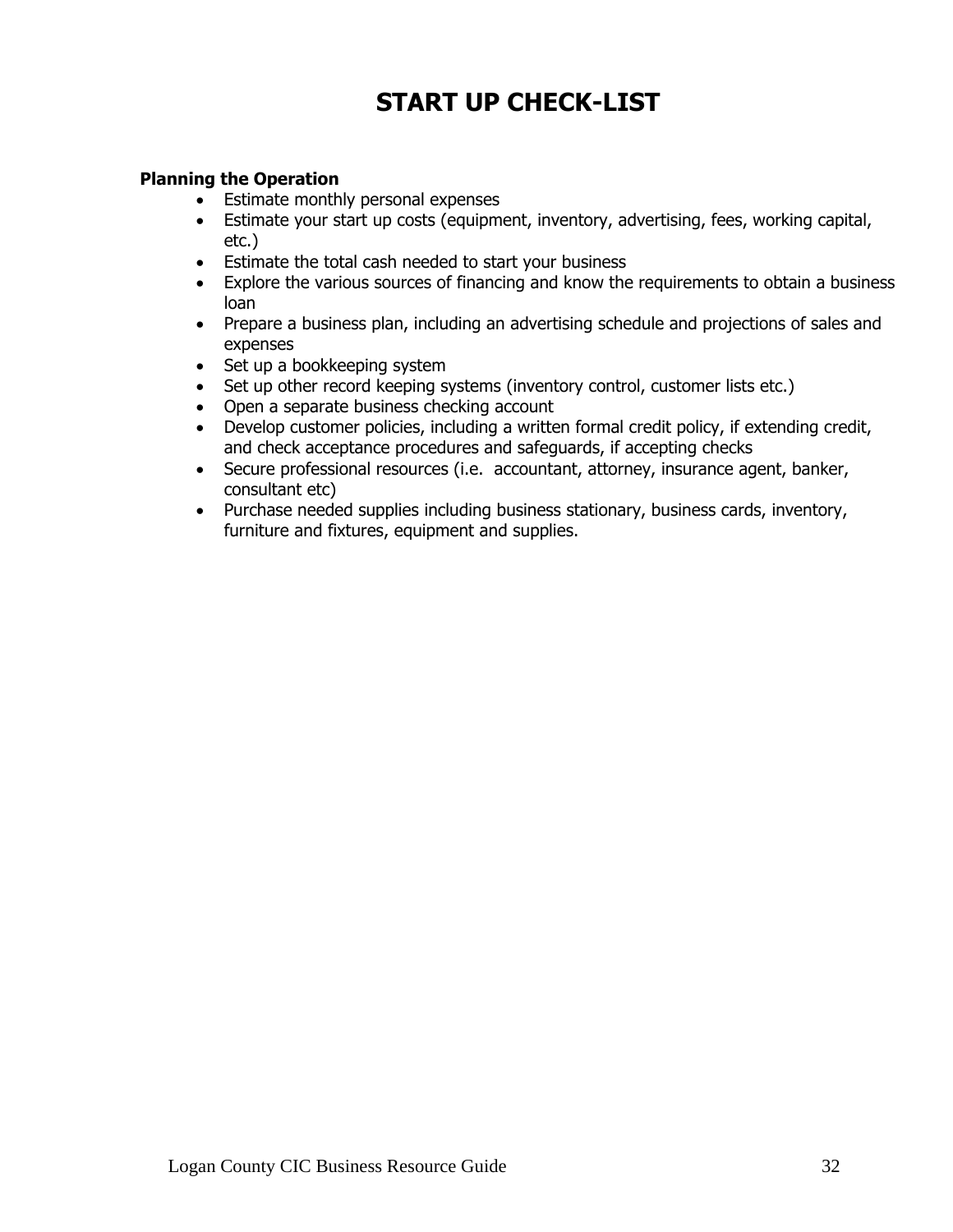# START UP CHECK-LIST

**Planning the Operation**

- Estimate monthly personal expenses
- Estimate your start up costs (equipment, inventory, advertising, fees, working capital, etc.)
- Estimate the total cash needed to start your business
- Explore the various sources of financing and know the requirements to obtain a business loan
- Prepare a business plan, including an advertising schedule and projections of sales and expenses
- Set up a bookkeeping system
- Set up other record keeping systems (inventory control, customer lists etc.)
- Open a separate business checking account
- Develop customer policies, including a written formal credit policy, if extending credit, and check acceptance procedures and safeguards, if accepting checks
- Secure professional resources (i.e. accountant, attorney, insurance agent, banker, consultant etc)
- Purchase needed supplies including business stationary, business cards, inventory, furniture and fixtures, equipment and supplies.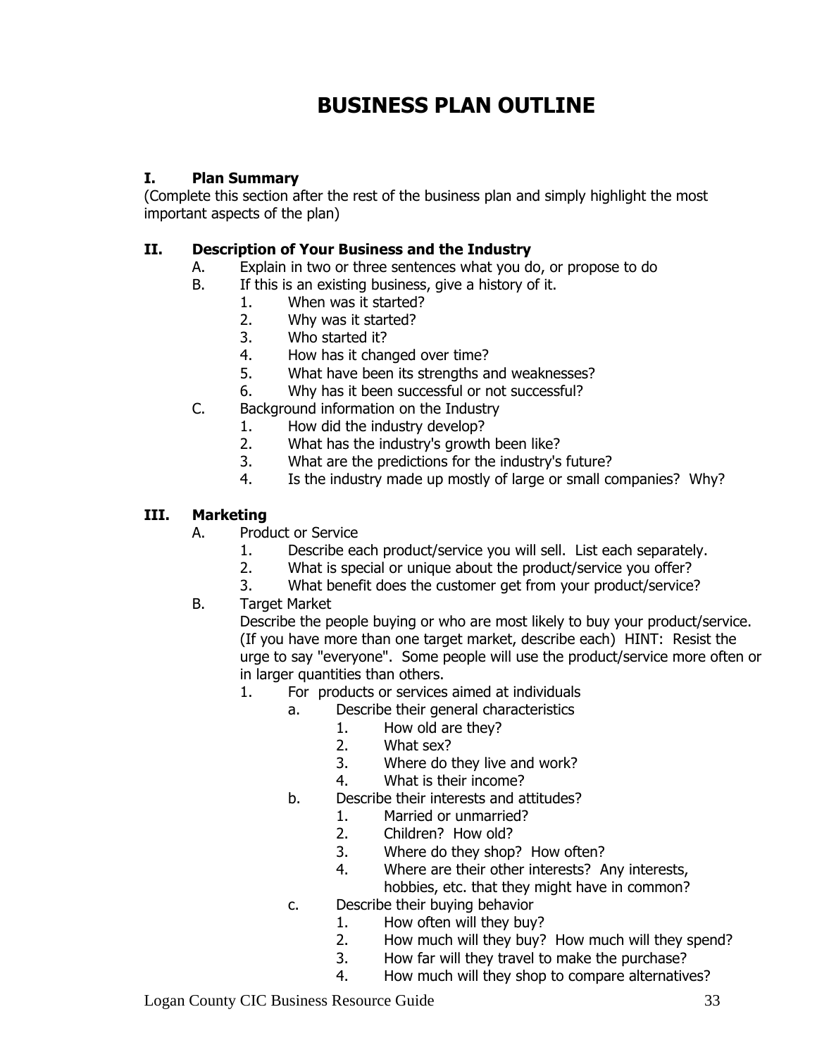# BUSINESS PLAN OUTLINE

## I. Plan Summary

(Complete this section after the rest of the business plan and simply highlight the most important aspects of the plan)

## II. Description of Your Business and the Industry

- A. Explain in two or three sentences what you do, or propose to do
- B. If this is an existing business, give a history of it.
    1. When was it started?
    2. Why was it started?
    3. Who started it?
    4. How has it changed over time?
    5. What have been its strengths and weaknesses?
    6. Why has it been successful or not successful?
- C. Background information on the Industry
    1. How did the industry develop?
    2. What has the industry's growth been like?
    3. What are the predictions for the industry's future?
    4. Is the industry made up mostly of large or small companies? Why?

## III. Marketing

- A. Product or Service
    1. Describe each product/service you will sell. List each separately.
    2. What is special or unique about the product/service you offer?
    3. What benefit does the customer get from your product/service?
- B. Target Market

  Describe the people buying or who are most likely to buy your product/service. (If you have more than one target market, describe each) HINT: Resist the urge to say "everyone". Some people will use the product/service more often or in larger quantities than others.
    1. For products or services aimed at individuals
        - a. Describe their general characteristics
            1. How old are they?
            2. What sex?
            3. Where do they live and work?
            4. What is their income?
        - b. Describe their interests and attitudes?
            1. Married or unmarried?
            2. Children? How old?
            3. Where do they shop? How often?
            4. Where are their other interests? Any interests, hobbies, etc. that they might have in common?
        - c. Describe their buying behavior
            1. How often will they buy?
            2. How much will they buy? How much will they spend?
            3. How far will they travel to make the purchase?
            4. How much will they shop to compare alternatives?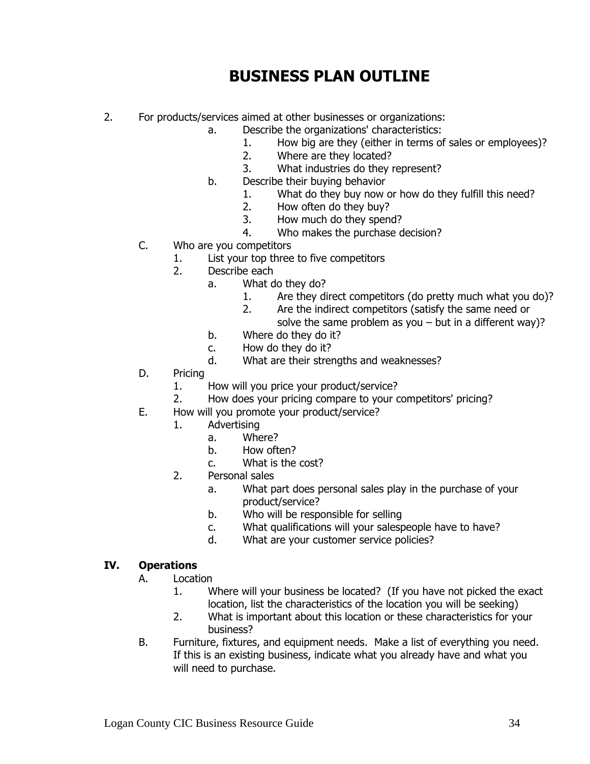# BUSINESS PLAN OUTLINE

2. For products/services aimed at other businesses or organizations:
    - a. Describe the organizations' characteristics:
        1. How big are they (either in terms of sales or employees)?
        2. Where are they located?
        3. What industries do they represent?
    - b. Describe their buying behavior
        1. What do they buy now or how do they fulfill this need?
        2. How often do they buy?
        3. How much do they spend?
        4. Who makes the purchase decision?

- C. Who are you competitors
    1. List your top three to five competitors
    2. Describe each
        - a. What do they do?
            1. Are they direct competitors (do pretty much what you do)?
            2. Are the indirect competitors (satisfy the same need or solve the same problem as you – but in a different way)?
        - b. Where do they do it?
        - c. How do they do it?
        - d. What are their strengths and weaknesses?
- D. Pricing
    1. How will you price your product/service?
    2. How does your pricing compare to your competitors' pricing?
- E. How will you promote your product/service?
    1. Advertising
        - a. Where?
        - b. How often?
        - c. What is the cost?
    2. Personal sales
        - a. What part does personal sales play in the purchase of your product/service?
        - b. Who will be responsible for selling
        - c. What qualifications will your salespeople have to have?
        - d. What are your customer service policies?

## IV. Operations

- A. Location
    1. Where will your business be located? (If you have not picked the exact location, list the characteristics of the location you will be seeking)
    2. What is important about this location or these characteristics for your business?
- B. Furniture, fixtures, and equipment needs. Make a list of everything you need. If this is an existing business, indicate what you already have and what you will need to purchase.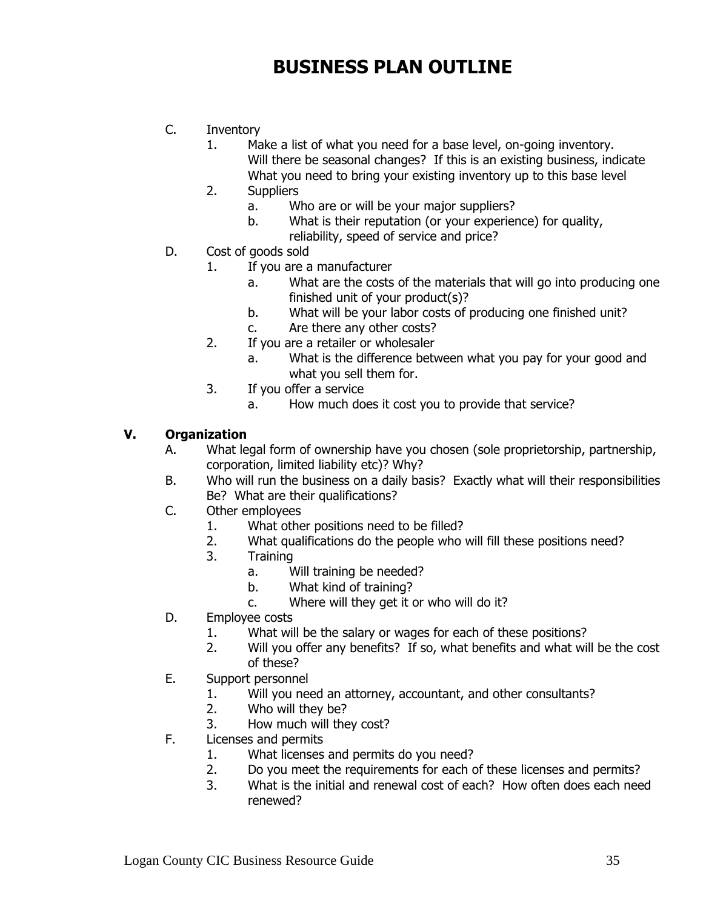# BUSINESS PLAN OUTLINE

C. Inventory
   1. Make a list of what you need for a base level, on-going inventory. Will there be seasonal changes? If this is an existing business, indicate What you need to bring your existing inventory up to this base level
   2. Suppliers
      a. Who are or will be your major suppliers?
      b. What is their reputation (or your experience) for quality, reliability, speed of service and price?

D. Cost of goods sold
   1. If you are a manufacturer
      a. What are the costs of the materials that will go into producing one finished unit of your product(s)?
      b. What will be your labor costs of producing one finished unit?
      c. Are there any other costs?
   2. If you are a retailer or wholesaler
      a. What is the difference between what you pay for your good and what you sell them for.
   3. If you offer a service
      a. How much does it cost you to provide that service?

**V. Organization**

A. What legal form of ownership have you chosen (sole proprietorship, partnership, corporation, limited liability etc)? Why?

B. Who will run the business on a daily basis? Exactly what will their responsibilities Be? What are their qualifications?

C. Other employees
   1. What other positions need to be filled?
   2. What qualifications do the people who will fill these positions need?
   3. Training
      a. Will training be needed?
      b. What kind of training?
      c. Where will they get it or who will do it?

D. Employee costs
   1. What will be the salary or wages for each of these positions?
   2. Will you offer any benefits? If so, what benefits and what will be the cost of these?

E. Support personnel
   1. Will you need an attorney, accountant, and other consultants?
   2. Who will they be?
   3. How much will they cost?

F. Licenses and permits
   1. What licenses and permits do you need?
   2. Do you meet the requirements for each of these licenses and permits?
   3. What is the initial and renewal cost of each? How often does each need renewed?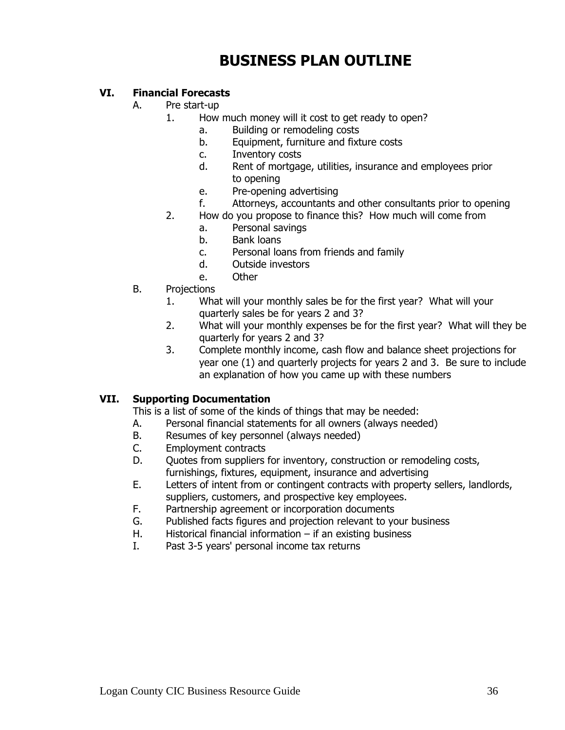# BUSINESS PLAN OUTLINE

**VI. Financial Forecasts**

A. Pre start-up
   1. How much money will it cost to get ready to open?
      a. Building or remodeling costs
      b. Equipment, furniture and fixture costs
      c. Inventory costs
      d. Rent of mortgage, utilities, insurance and employees prior to opening
      e. Pre-opening advertising
      f. Attorneys, accountants and other consultants prior to opening
   2. How do you propose to finance this? How much will come from
      a. Personal savings
      b. Bank loans
      c. Personal loans from friends and family
      d. Outside investors
      e. Other

B. Projections
   1. What will your monthly sales be for the first year? What will your quarterly sales be for years 2 and 3?
   2. What will your monthly expenses be for the first year? What will they be quarterly for years 2 and 3?
   3. Complete monthly income, cash flow and balance sheet projections for year one (1) and quarterly projects for years 2 and 3. Be sure to include an explanation of how you came up with these numbers

**VII. Supporting Documentation**

This is a list of some of the kinds of things that may be needed:

A. Personal financial statements for all owners (always needed)
B. Resumes of key personnel (always needed)
C. Employment contracts
D. Quotes from suppliers for inventory, construction or remodeling costs, furnishings, fixtures, equipment, insurance and advertising
E. Letters of intent from or contingent contracts with property sellers, landlords, suppliers, customers, and prospective key employees.
F. Partnership agreement or incorporation documents
G. Published facts figures and projection relevant to your business
H. Historical financial information – if an existing business
I. Past 3-5 years' personal income tax returns